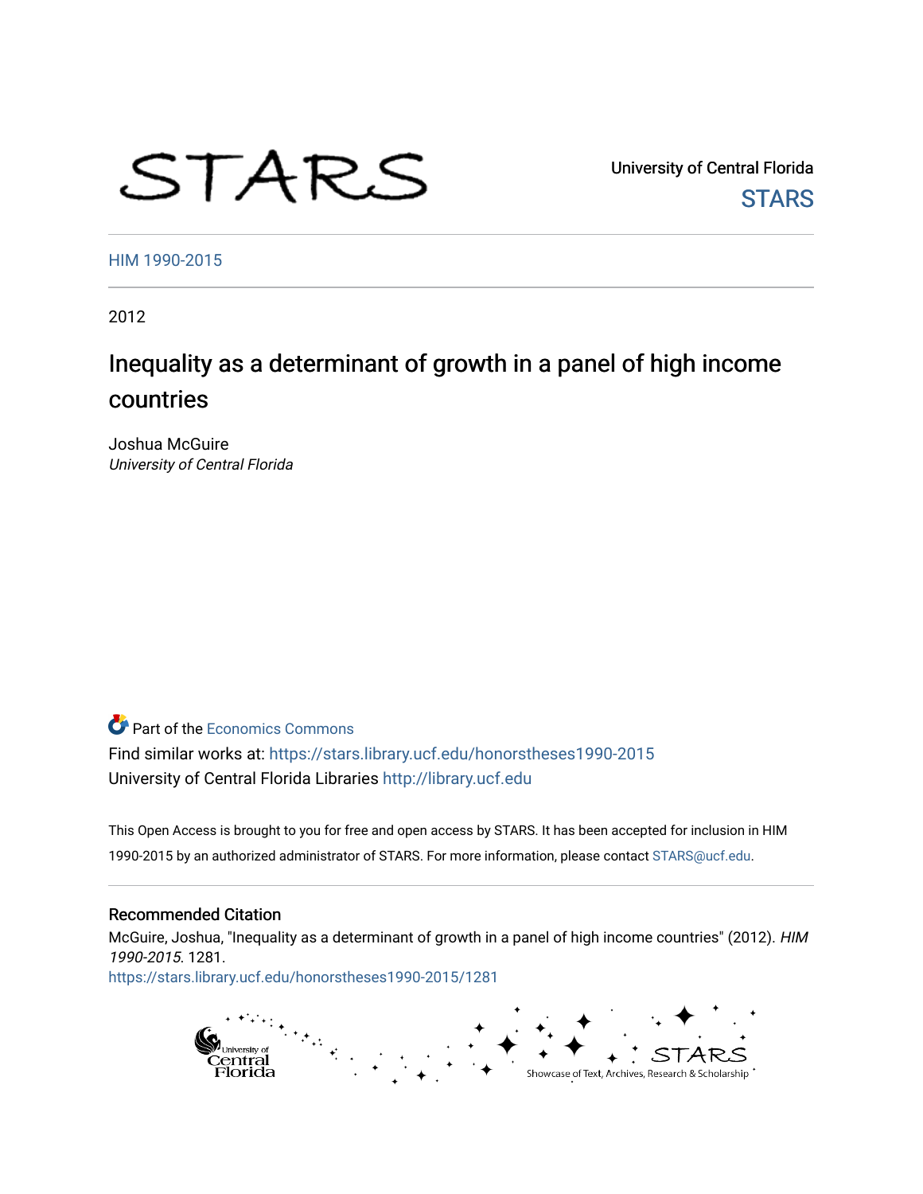STARS

University of Central Florida

STARS

HIM 1990-2015

2012

# Inequality as a determinant of growth in a panel of high income countries

Joshua McGuire
*University of Central Florida*

Part of the Economics Commons

Find similar works at: https://stars.library.ucf.edu/honorstheses1990-2015

University of Central Florida Libraries http://library.ucf.edu

This Open Access is brought to you for free and open access by STARS. It has been accepted for inclusion in HIM 1990-2015 by an authorized administrator of STARS. For more information, please contact STARS@ucf.edu.

## Recommended Citation

McGuire, Joshua, "Inequality as a determinant of growth in a panel of high income countries" (2012). *HIM 1990-2015*. 1281.
https://stars.library.ucf.edu/honorstheses1990-2015/1281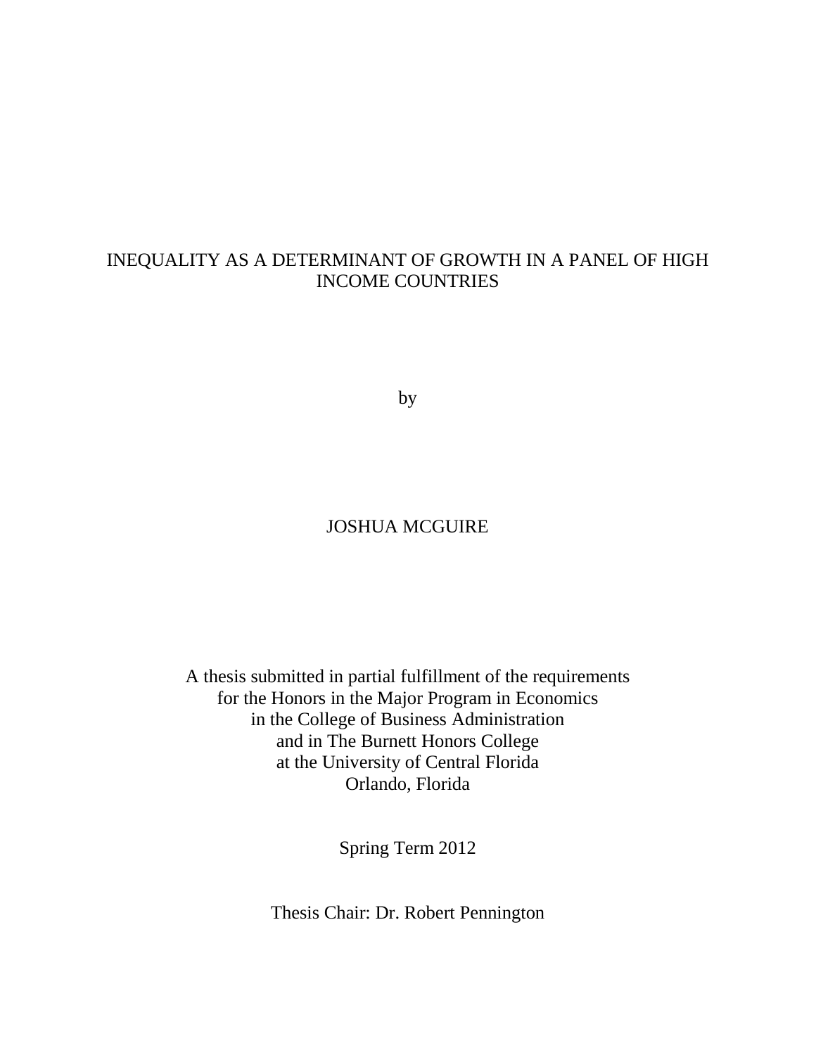# INEQUALITY AS A DETERMINANT OF GROWTH IN A PANEL OF HIGH INCOME COUNTRIES

by

JOSHUA MCGUIRE

A thesis submitted in partial fulfillment of the requirements
for the Honors in the Major Program in Economics
in the College of Business Administration
and in The Burnett Honors College
at the University of Central Florida
Orlando, Florida

Spring Term 2012

Thesis Chair: Dr. Robert Pennington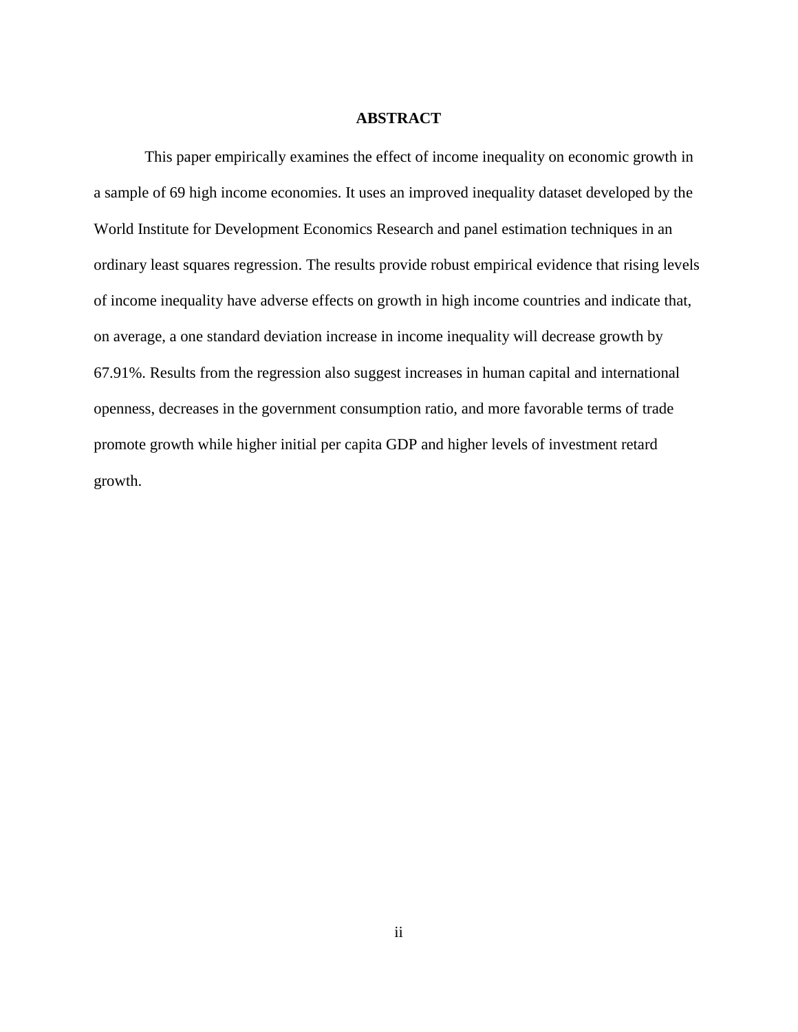# ABSTRACT

This paper empirically examines the effect of income inequality on economic growth in a sample of 69 high income economies. It uses an improved inequality dataset developed by the World Institute for Development Economics Research and panel estimation techniques in an ordinary least squares regression. The results provide robust empirical evidence that rising levels of income inequality have adverse effects on growth in high income countries and indicate that, on average, a one standard deviation increase in income inequality will decrease growth by 67.91%. Results from the regression also suggest increases in human capital and international openness, decreases in the government consumption ratio, and more favorable terms of trade promote growth while higher initial per capita GDP and higher levels of investment retard growth.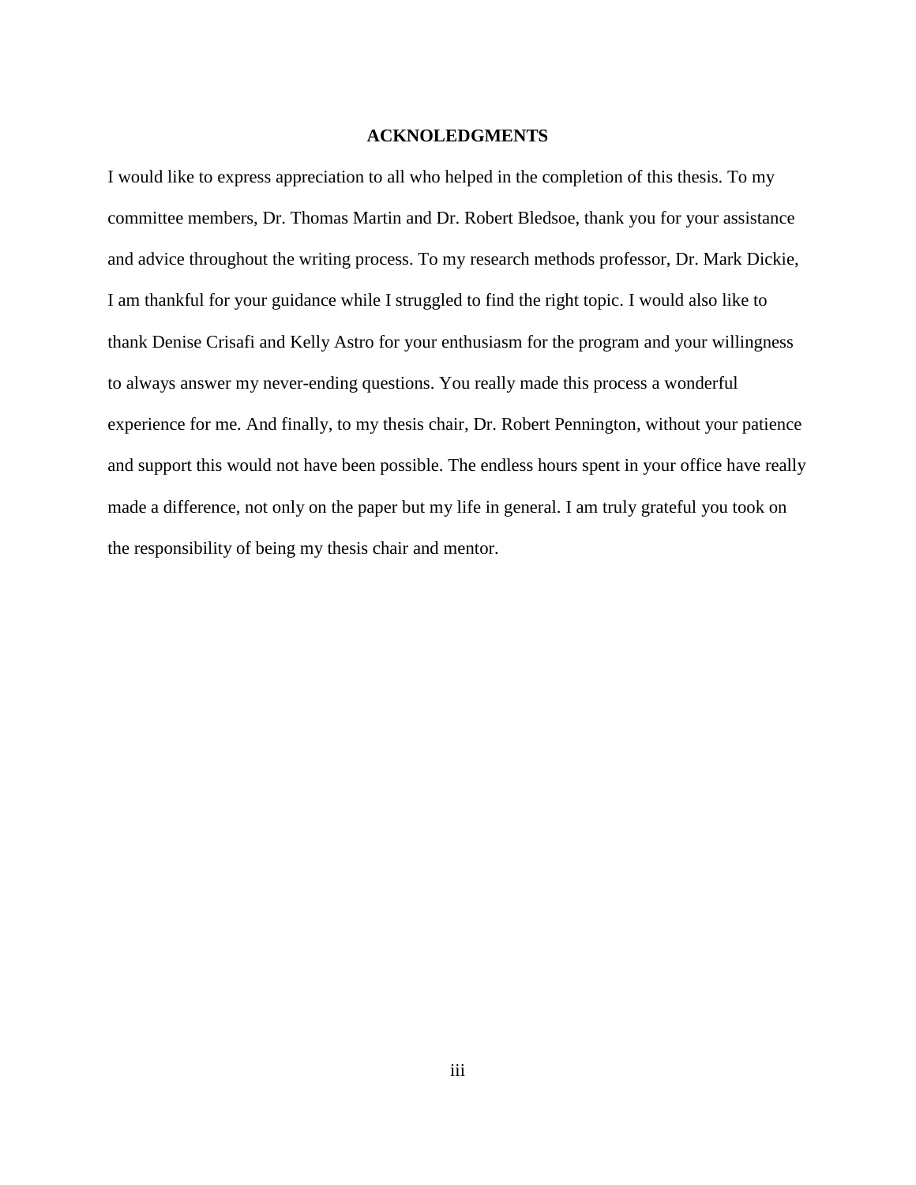# ACKNOLEDGMENTS

I would like to express appreciation to all who helped in the completion of this thesis. To my committee members, Dr. Thomas Martin and Dr. Robert Bledsoe, thank you for your assistance and advice throughout the writing process. To my research methods professor, Dr. Mark Dickie, I am thankful for your guidance while I struggled to find the right topic. I would also like to thank Denise Crisafi and Kelly Astro for your enthusiasm for the program and your willingness to always answer my never-ending questions. You really made this process a wonderful experience for me. And finally, to my thesis chair, Dr. Robert Pennington, without your patience and support this would not have been possible. The endless hours spent in your office have really made a difference, not only on the paper but my life in general. I am truly grateful you took on the responsibility of being my thesis chair and mentor.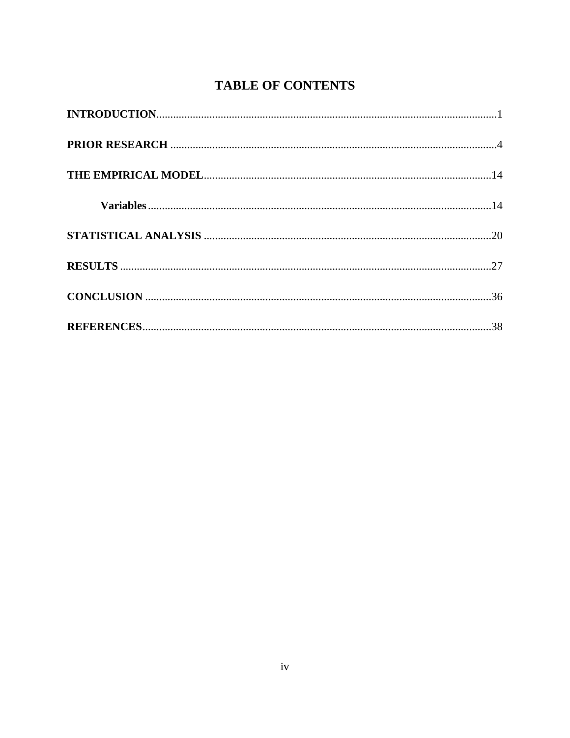# TABLE OF CONTENTS

**INTRODUCTION**......................................................................................................................1

**PRIOR RESEARCH** ...............................................................................................................4

**THE EMPIRICAL MODEL**....................................................................................................14

  **Variables** .........................................................................................................................14

**STATISTICAL ANALYSIS** ....................................................................................................20

**RESULTS** ................................................................................................................................27

**CONCLUSION** .......................................................................................................................36

**REFERENCES**.........................................................................................................................38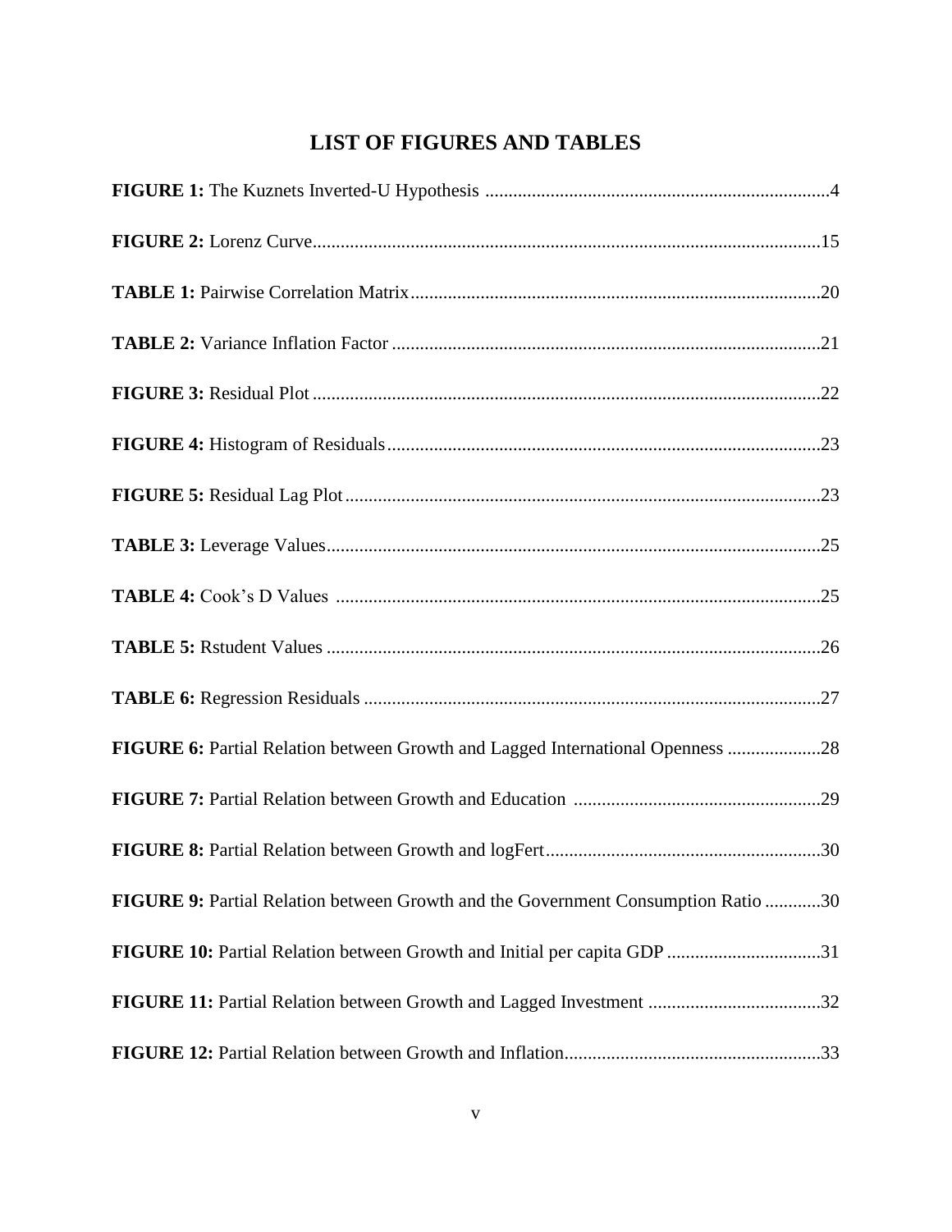# LIST OF FIGURES AND TABLES

**FIGURE 1:** The Kuznets Inverted-U Hypothesis ..........................................................................4

**FIGURE 2:** Lorenz Curve............................................................................................................15

**TABLE 1:** Pairwise Correlation Matrix.......................................................................................20

**TABLE 2:** Variance Inflation Factor ...........................................................................................21

**FIGURE 3:** Residual Plot ............................................................................................................22

**FIGURE 4:** Histogram of Residuals............................................................................................23

**FIGURE 5:** Residual Lag Plot.....................................................................................................23

**TABLE 3:** Leverage Values.........................................................................................................25

**TABLE 4:** Cook's D Values .......................................................................................................25

**TABLE 5:** Rstudent Values .........................................................................................................26

**TABLE 6:** Regression Residuals .................................................................................................27

**FIGURE 6:** Partial Relation between Growth and Lagged International Openness ....................28

**FIGURE 7:** Partial Relation between Growth and Education .....................................................29

**FIGURE 8:** Partial Relation between Growth and logFert...........................................................30

**FIGURE 9:** Partial Relation between Growth and the Government Consumption Ratio ............30

**FIGURE 10:** Partial Relation between Growth and Initial per capita GDP .................................31

**FIGURE 11:** Partial Relation between Growth and Lagged Investment .....................................32

**FIGURE 12:** Partial Relation between Growth and Inflation.......................................................33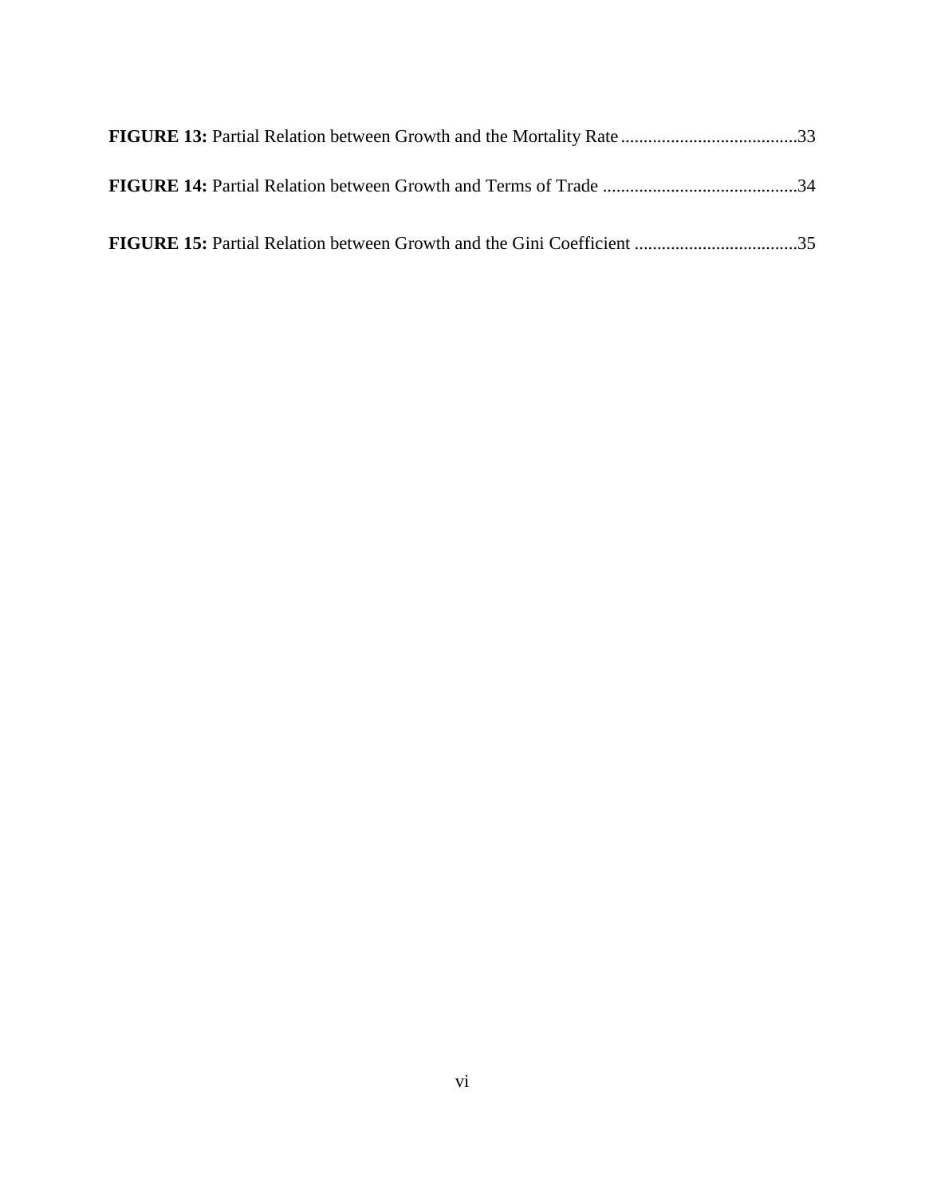**FIGURE 13:** Partial Relation between Growth and the Mortality Rate .......................................33

**FIGURE 14:** Partial Relation between Growth and Terms of Trade ...........................................34

**FIGURE 15:** Partial Relation between Growth and the Gini Coefficient ....................................35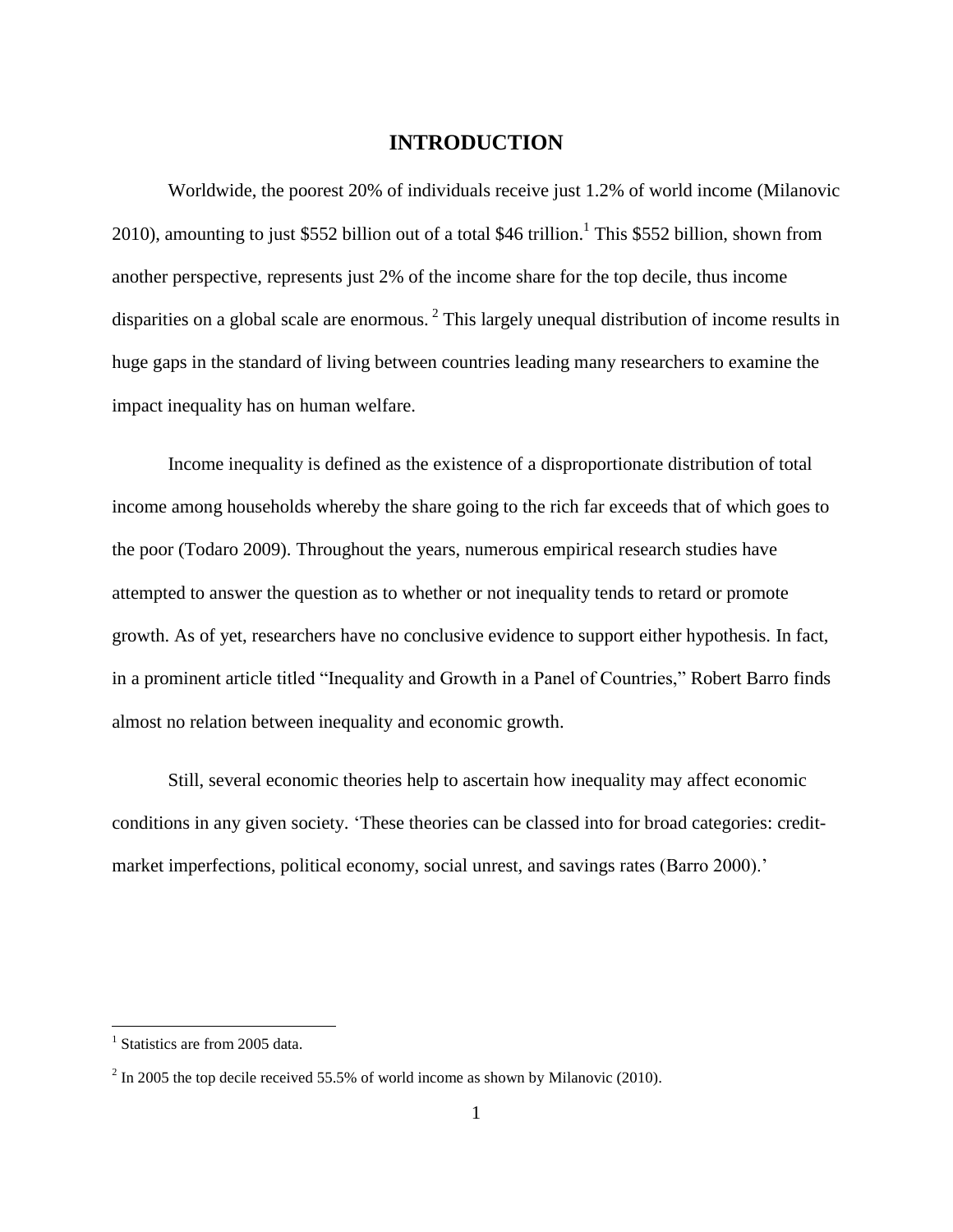# INTRODUCTION

Worldwide, the poorest 20% of individuals receive just 1.2% of world income (Milanovic 2010), amounting to just $552 billion out of a total $46 trillion.[1] This $552 billion, shown from another perspective, represents just 2% of the income share for the top decile, thus income disparities on a global scale are enormous.[2] This largely unequal distribution of income results in huge gaps in the standard of living between countries leading many researchers to examine the impact inequality has on human welfare.

Income inequality is defined as the existence of a disproportionate distribution of total income among households whereby the share going to the rich far exceeds that of which goes to the poor (Todaro 2009). Throughout the years, numerous empirical research studies have attempted to answer the question as to whether or not inequality tends to retard or promote growth. As of yet, researchers have no conclusive evidence to support either hypothesis. In fact, in a prominent article titled "Inequality and Growth in a Panel of Countries," Robert Barro finds almost no relation between inequality and economic growth.

Still, several economic theories help to ascertain how inequality may affect economic conditions in any given society. 'These theories can be classed into for broad categories: credit-market imperfections, political economy, social unrest, and savings rates (Barro 2000).'

---

[1] Statistics are from 2005 data.

[2] In 2005 the top decile received 55.5% of world income as shown by Milanovic (2010).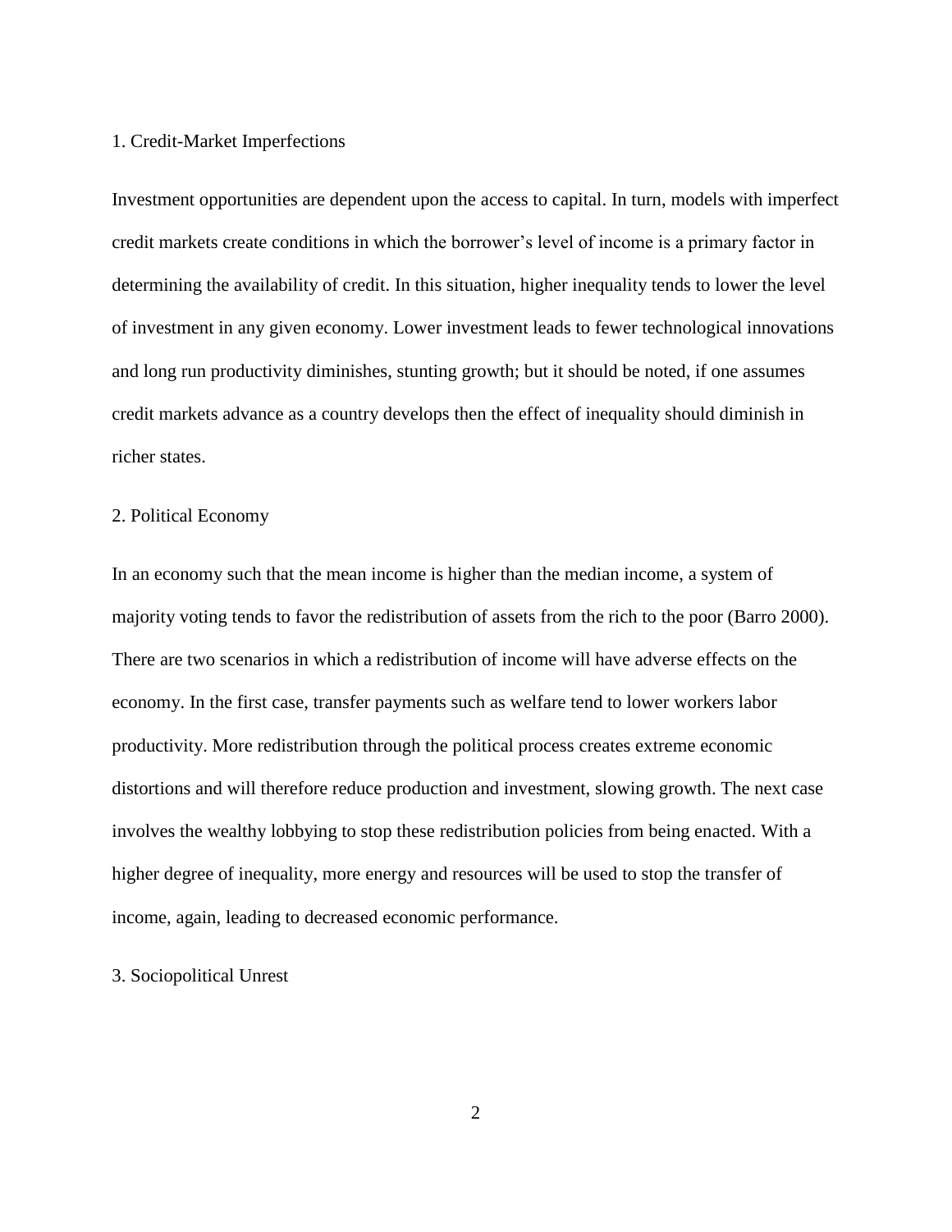### 1. Credit-Market Imperfections

Investment opportunities are dependent upon the access to capital. In turn, models with imperfect credit markets create conditions in which the borrower's level of income is a primary factor in determining the availability of credit. In this situation, higher inequality tends to lower the level of investment in any given economy. Lower investment leads to fewer technological innovations and long run productivity diminishes, stunting growth; but it should be noted, if one assumes credit markets advance as a country develops then the effect of inequality should diminish in richer states.

### 2. Political Economy

In an economy such that the mean income is higher than the median income, a system of majority voting tends to favor the redistribution of assets from the rich to the poor (Barro 2000). There are two scenarios in which a redistribution of income will have adverse effects on the economy. In the first case, transfer payments such as welfare tend to lower workers labor productivity. More redistribution through the political process creates extreme economic distortions and will therefore reduce production and investment, slowing growth. The next case involves the wealthy lobbying to stop these redistribution policies from being enacted. With a higher degree of inequality, more energy and resources will be used to stop the transfer of income, again, leading to decreased economic performance.

### 3. Sociopolitical Unrest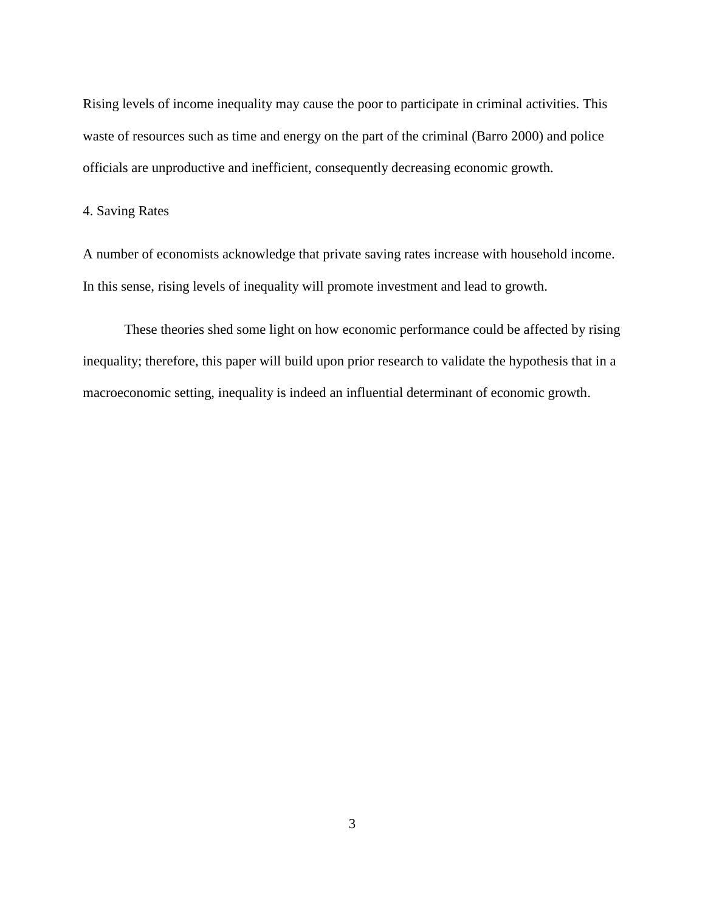Rising levels of income inequality may cause the poor to participate in criminal activities. This waste of resources such as time and energy on the part of the criminal (Barro 2000) and police officials are unproductive and inefficient, consequently decreasing economic growth.

4. Saving Rates

A number of economists acknowledge that private saving rates increase with household income. In this sense, rising levels of inequality will promote investment and lead to growth.

These theories shed some light on how economic performance could be affected by rising inequality; therefore, this paper will build upon prior research to validate the hypothesis that in a macroeconomic setting, inequality is indeed an influential determinant of economic growth.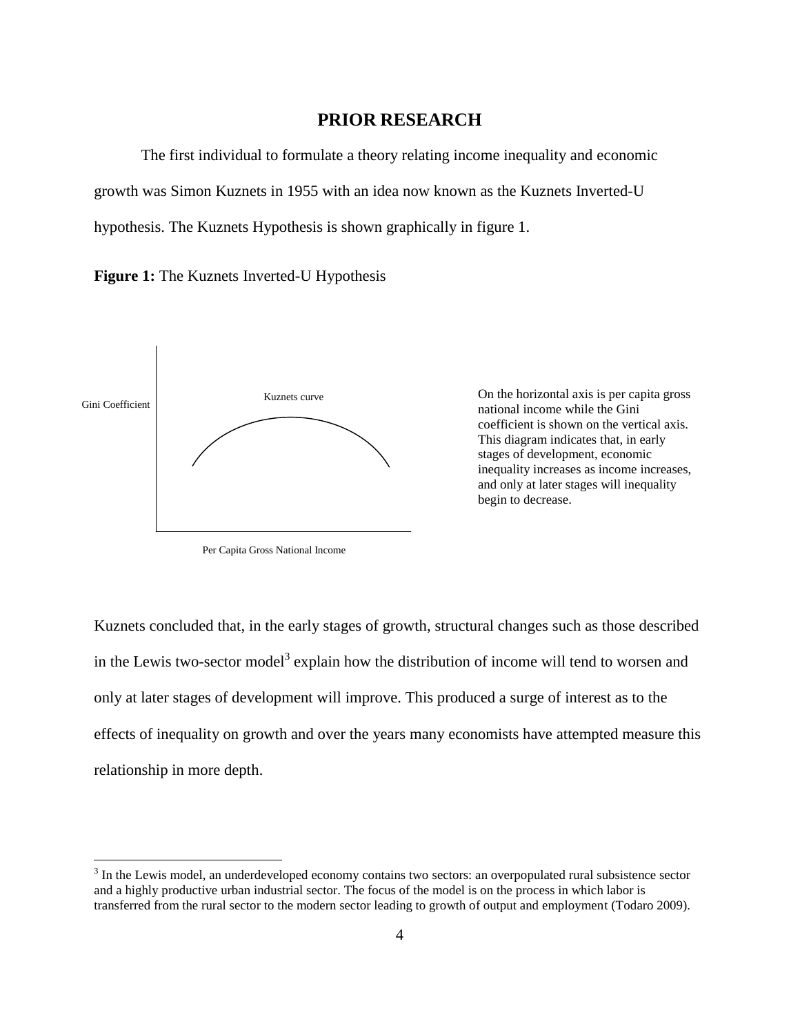## PRIOR RESEARCH

The first individual to formulate a theory relating income inequality and economic growth was Simon Kuznets in 1955 with an idea now known as the Kuznets Inverted-U hypothesis. The Kuznets Hypothesis is shown graphically in figure 1.

**Figure 1:** The Kuznets Inverted-U Hypothesis

Gini Coefficient

Kuznets curve

Per Capita Gross National Income

On the horizontal axis is per capita gross national income while the Gini coefficient is shown on the vertical axis. This diagram indicates that, in early stages of development, economic inequality increases as income increases, and only at later stages will inequality begin to decrease.

Kuznets concluded that, in the early stages of growth, structural changes such as those described in the Lewis two-sector model[3] explain how the distribution of income will tend to worsen and only at later stages of development will improve. This produced a surge of interest as to the effects of inequality on growth and over the years many economists have attempted measure this relationship in more depth.

[3] In the Lewis model, an underdeveloped economy contains two sectors: an overpopulated rural subsistence sector and a highly productive urban industrial sector. The focus of the model is on the process in which labor is transferred from the rural sector to the modern sector leading to growth of output and employment (Todaro 2009).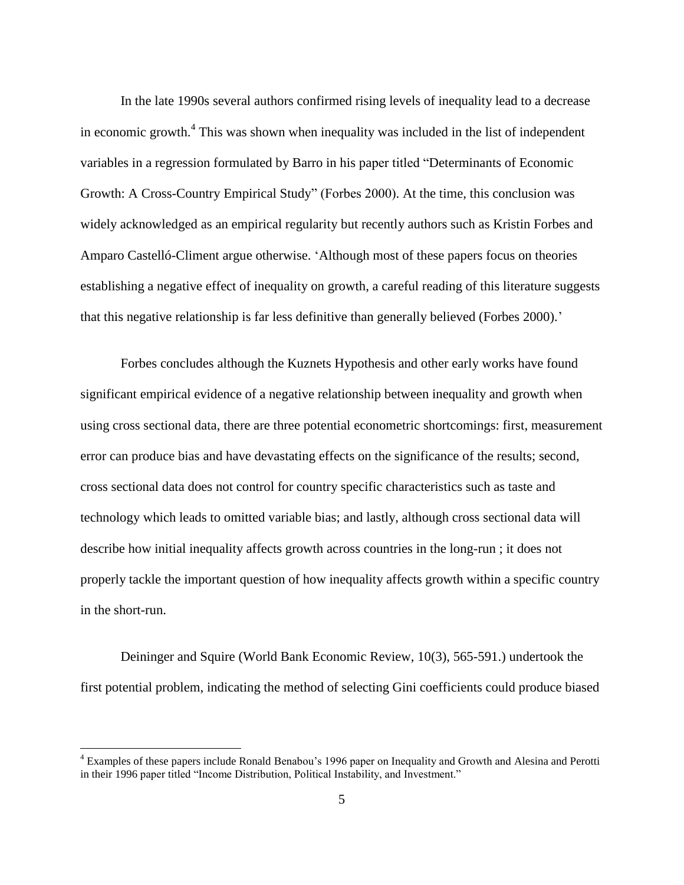In the late 1990s several authors confirmed rising levels of inequality lead to a decrease in economic growth.[4] This was shown when inequality was included in the list of independent variables in a regression formulated by Barro in his paper titled "Determinants of Economic Growth: A Cross-Country Empirical Study" (Forbes 2000). At the time, this conclusion was widely acknowledged as an empirical regularity but recently authors such as Kristin Forbes and Amparo Castelló-Climent argue otherwise. 'Although most of these papers focus on theories establishing a negative effect of inequality on growth, a careful reading of this literature suggests that this negative relationship is far less definitive than generally believed (Forbes 2000).'

Forbes concludes although the Kuznets Hypothesis and other early works have found significant empirical evidence of a negative relationship between inequality and growth when using cross sectional data, there are three potential econometric shortcomings: first, measurement error can produce bias and have devastating effects on the significance of the results; second, cross sectional data does not control for country specific characteristics such as taste and technology which leads to omitted variable bias; and lastly, although cross sectional data will describe how initial inequality affects growth across countries in the long-run ; it does not properly tackle the important question of how inequality affects growth within a specific country in the short-run.

Deininger and Squire (World Bank Economic Review, 10(3), 565-591.) undertook the first potential problem, indicating the method of selecting Gini coefficients could produce biased

---

[4] Examples of these papers include Ronald Benabou's 1996 paper on Inequality and Growth and Alesina and Perotti in their 1996 paper titled "Income Distribution, Political Instability, and Investment."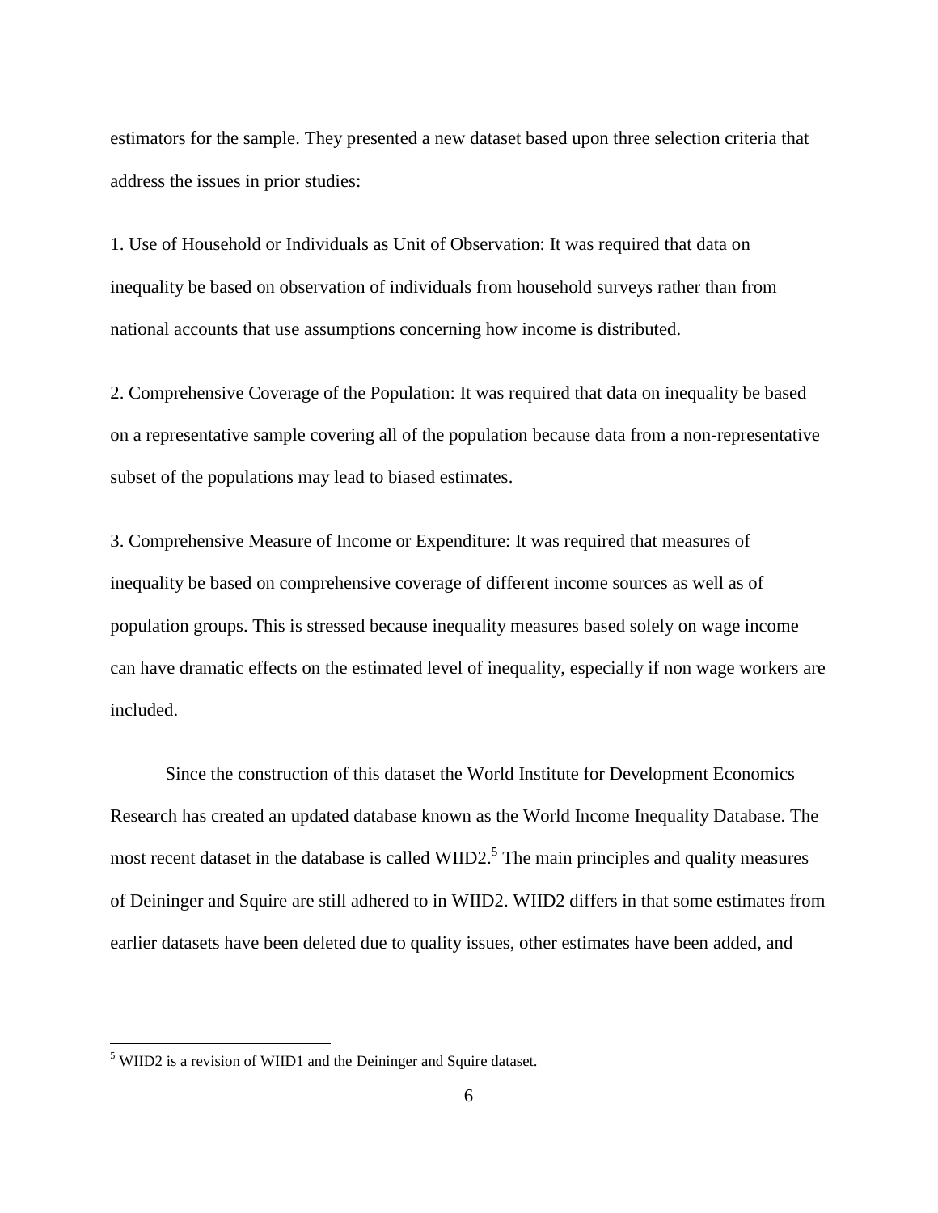estimators for the sample. They presented a new dataset based upon three selection criteria that address the issues in prior studies:

1. Use of Household or Individuals as Unit of Observation: It was required that data on inequality be based on observation of individuals from household surveys rather than from national accounts that use assumptions concerning how income is distributed.

2. Comprehensive Coverage of the Population: It was required that data on inequality be based on a representative sample covering all of the population because data from a non-representative subset of the populations may lead to biased estimates.

3. Comprehensive Measure of Income or Expenditure: It was required that measures of inequality be based on comprehensive coverage of different income sources as well as of population groups. This is stressed because inequality measures based solely on wage income can have dramatic effects on the estimated level of inequality, especially if non wage workers are included.

Since the construction of this dataset the World Institute for Development Economics Research has created an updated database known as the World Income Inequality Database. The most recent dataset in the database is called WIID2.[5] The main principles and quality measures of Deininger and Squire are still adhered to in WIID2. WIID2 differs in that some estimates from earlier datasets have been deleted due to quality issues, other estimates have been added, and

[5] WIID2 is a revision of WIID1 and the Deininger and Squire dataset.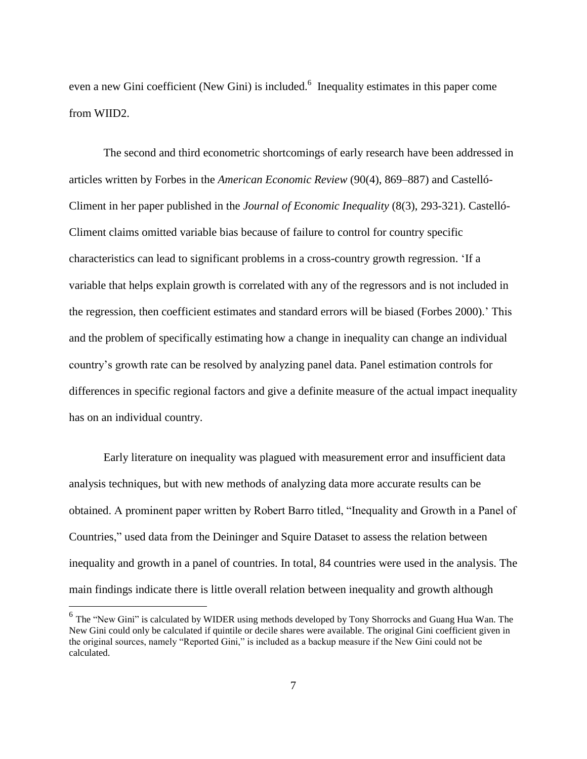even a new Gini coefficient (New Gini) is included.[6] Inequality estimates in this paper come from WIID2.

The second and third econometric shortcomings of early research have been addressed in articles written by Forbes in the *American Economic Review* (90(4), 869–887) and Castelló-Climent in her paper published in the *Journal of Economic Inequality* (8(3), 293-321). Castelló-Climent claims omitted variable bias because of failure to control for country specific characteristics can lead to significant problems in a cross-country growth regression. 'If a variable that helps explain growth is correlated with any of the regressors and is not included in the regression, then coefficient estimates and standard errors will be biased (Forbes 2000).' This and the problem of specifically estimating how a change in inequality can change an individual country's growth rate can be resolved by analyzing panel data. Panel estimation controls for differences in specific regional factors and give a definite measure of the actual impact inequality has on an individual country.

Early literature on inequality was plagued with measurement error and insufficient data analysis techniques, but with new methods of analyzing data more accurate results can be obtained. A prominent paper written by Robert Barro titled, "Inequality and Growth in a Panel of Countries," used data from the Deininger and Squire Dataset to assess the relation between inequality and growth in a panel of countries. In total, 84 countries were used in the analysis. The main findings indicate there is little overall relation between inequality and growth although

[6] The "New Gini" is calculated by WIDER using methods developed by Tony Shorrocks and Guang Hua Wan. The New Gini could only be calculated if quintile or decile shares were available. The original Gini coefficient given in the original sources, namely "Reported Gini," is included as a backup measure if the New Gini could not be calculated.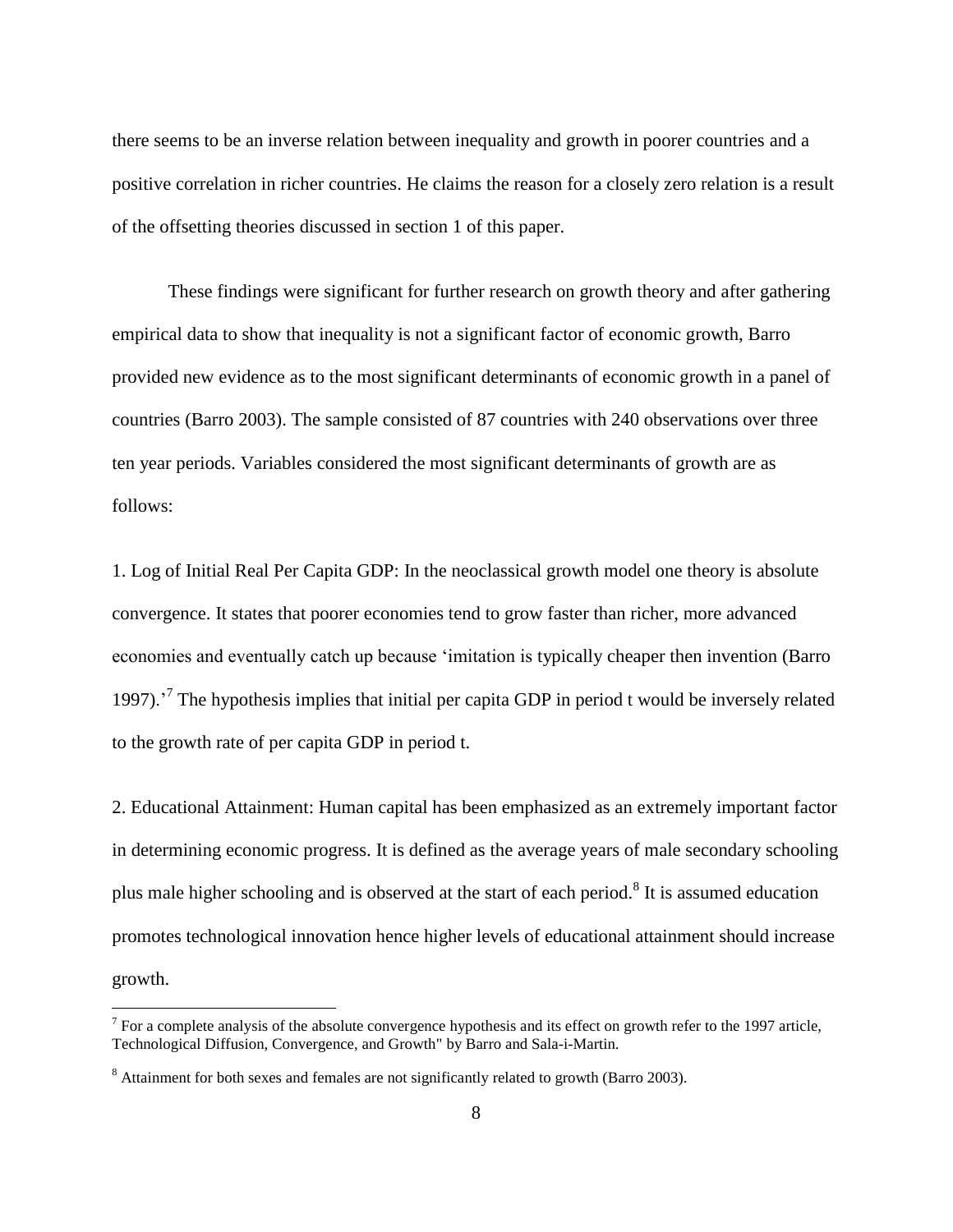there seems to be an inverse relation between inequality and growth in poorer countries and a positive correlation in richer countries. He claims the reason for a closely zero relation is a result of the offsetting theories discussed in section 1 of this paper.

These findings were significant for further research on growth theory and after gathering empirical data to show that inequality is not a significant factor of economic growth, Barro provided new evidence as to the most significant determinants of economic growth in a panel of countries (Barro 2003). The sample consisted of 87 countries with 240 observations over three ten year periods. Variables considered the most significant determinants of growth are as follows:

1. Log of Initial Real Per Capita GDP: In the neoclassical growth model one theory is absolute convergence. It states that poorer economies tend to grow faster than richer, more advanced economies and eventually catch up because 'imitation is typically cheaper then invention (Barro 1997).'[7] The hypothesis implies that initial per capita GDP in period t would be inversely related to the growth rate of per capita GDP in period t.

2. Educational Attainment: Human capital has been emphasized as an extremely important factor in determining economic progress. It is defined as the average years of male secondary schooling plus male higher schooling and is observed at the start of each period.[8] It is assumed education promotes technological innovation hence higher levels of educational attainment should increase growth.

---

[7] For a complete analysis of the absolute convergence hypothesis and its effect on growth refer to the 1997 article, Technological Diffusion, Convergence, and Growth" by Barro and Sala-i-Martin.

[8] Attainment for both sexes and females are not significantly related to growth (Barro 2003).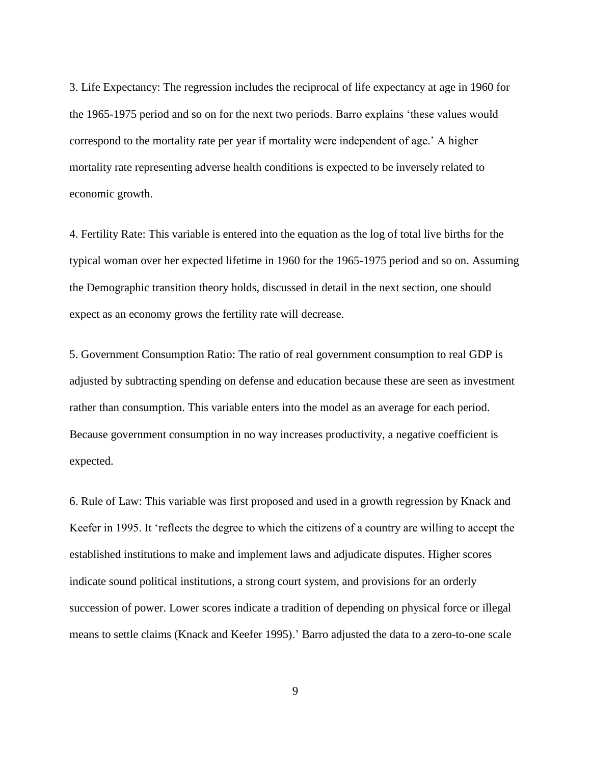3. Life Expectancy: The regression includes the reciprocal of life expectancy at age in 1960 for the 1965-1975 period and so on for the next two periods. Barro explains 'these values would correspond to the mortality rate per year if mortality were independent of age.' A higher mortality rate representing adverse health conditions is expected to be inversely related to economic growth.

4. Fertility Rate: This variable is entered into the equation as the log of total live births for the typical woman over her expected lifetime in 1960 for the 1965-1975 period and so on. Assuming the Demographic transition theory holds, discussed in detail in the next section, one should expect as an economy grows the fertility rate will decrease.

5. Government Consumption Ratio: The ratio of real government consumption to real GDP is adjusted by subtracting spending on defense and education because these are seen as investment rather than consumption. This variable enters into the model as an average for each period. Because government consumption in no way increases productivity, a negative coefficient is expected.

6. Rule of Law: This variable was first proposed and used in a growth regression by Knack and Keefer in 1995. It 'reflects the degree to which the citizens of a country are willing to accept the established institutions to make and implement laws and adjudicate disputes. Higher scores indicate sound political institutions, a strong court system, and provisions for an orderly succession of power. Lower scores indicate a tradition of depending on physical force or illegal means to settle claims (Knack and Keefer 1995).' Barro adjusted the data to a zero-to-one scale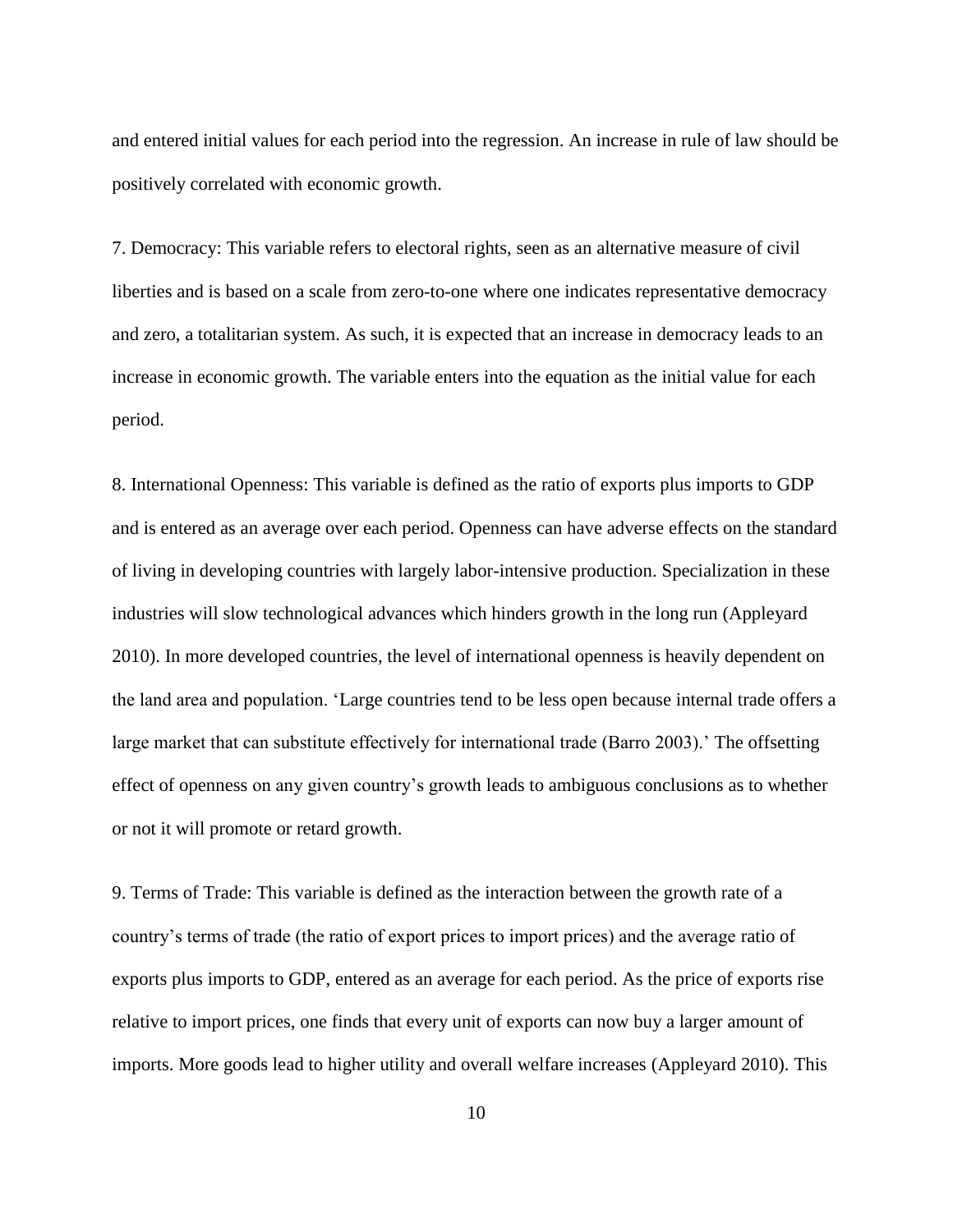and entered initial values for each period into the regression. An increase in rule of law should be positively correlated with economic growth.

7. Democracy: This variable refers to electoral rights, seen as an alternative measure of civil liberties and is based on a scale from zero-to-one where one indicates representative democracy and zero, a totalitarian system. As such, it is expected that an increase in democracy leads to an increase in economic growth. The variable enters into the equation as the initial value for each period.

8. International Openness: This variable is defined as the ratio of exports plus imports to GDP and is entered as an average over each period. Openness can have adverse effects on the standard of living in developing countries with largely labor-intensive production. Specialization in these industries will slow technological advances which hinders growth in the long run (Appleyard 2010). In more developed countries, the level of international openness is heavily dependent on the land area and population. 'Large countries tend to be less open because internal trade offers a large market that can substitute effectively for international trade (Barro 2003).' The offsetting effect of openness on any given country's growth leads to ambiguous conclusions as to whether or not it will promote or retard growth.

9. Terms of Trade: This variable is defined as the interaction between the growth rate of a country's terms of trade (the ratio of export prices to import prices) and the average ratio of exports plus imports to GDP, entered as an average for each period. As the price of exports rise relative to import prices, one finds that every unit of exports can now buy a larger amount of imports. More goods lead to higher utility and overall welfare increases (Appleyard 2010). This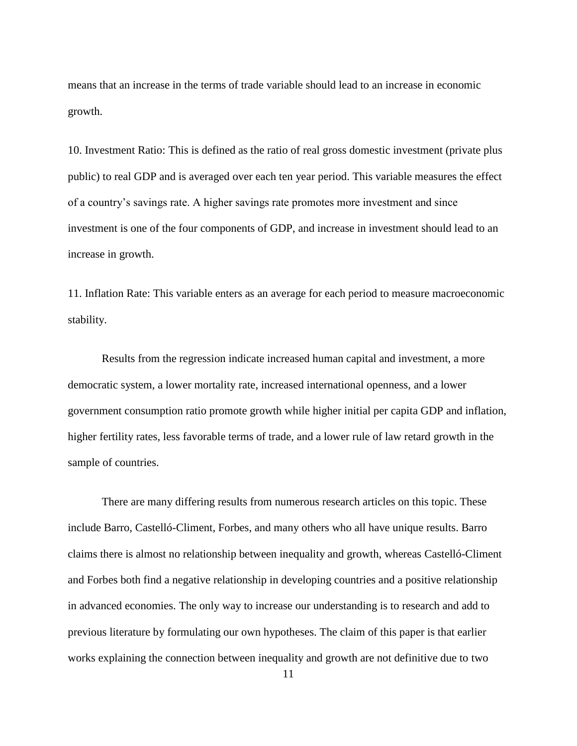means that an increase in the terms of trade variable should lead to an increase in economic growth.

10. Investment Ratio: This is defined as the ratio of real gross domestic investment (private plus public) to real GDP and is averaged over each ten year period. This variable measures the effect of a country's savings rate. A higher savings rate promotes more investment and since investment is one of the four components of GDP, and increase in investment should lead to an increase in growth.

11. Inflation Rate: This variable enters as an average for each period to measure macroeconomic stability.

Results from the regression indicate increased human capital and investment, a more democratic system, a lower mortality rate, increased international openness, and a lower government consumption ratio promote growth while higher initial per capita GDP and inflation, higher fertility rates, less favorable terms of trade, and a lower rule of law retard growth in the sample of countries.

There are many differing results from numerous research articles on this topic. These include Barro, Castelló-Climent, Forbes, and many others who all have unique results. Barro claims there is almost no relationship between inequality and growth, whereas Castelló-Climent and Forbes both find a negative relationship in developing countries and a positive relationship in advanced economies. The only way to increase our understanding is to research and add to previous literature by formulating our own hypotheses. The claim of this paper is that earlier works explaining the connection between inequality and growth are not definitive due to two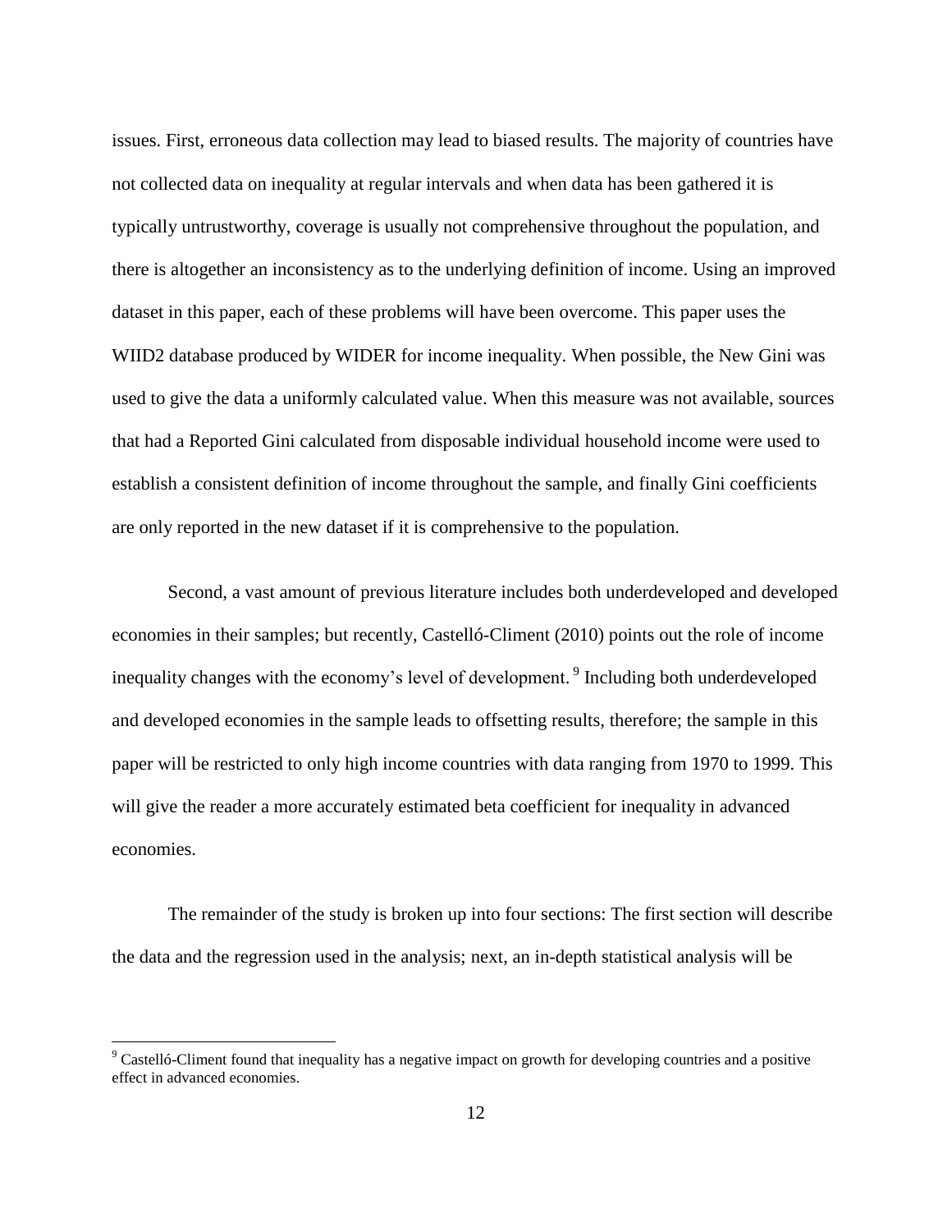issues. First, erroneous data collection may lead to biased results. The majority of countries have not collected data on inequality at regular intervals and when data has been gathered it is typically untrustworthy, coverage is usually not comprehensive throughout the population, and there is altogether an inconsistency as to the underlying definition of income. Using an improved dataset in this paper, each of these problems will have been overcome. This paper uses the WIID2 database produced by WIDER for income inequality. When possible, the New Gini was used to give the data a uniformly calculated value. When this measure was not available, sources that had a Reported Gini calculated from disposable individual household income were used to establish a consistent definition of income throughout the sample, and finally Gini coefficients are only reported in the new dataset if it is comprehensive to the population.

Second, a vast amount of previous literature includes both underdeveloped and developed economies in their samples; but recently, Castelló-Climent (2010) points out the role of income inequality changes with the economy's level of development. [9] Including both underdeveloped and developed economies in the sample leads to offsetting results, therefore; the sample in this paper will be restricted to only high income countries with data ranging from 1970 to 1999. This will give the reader a more accurately estimated beta coefficient for inequality in advanced economies.

The remainder of the study is broken up into four sections: The first section will describe the data and the regression used in the analysis; next, an in-depth statistical analysis will be

[9] Castelló-Climent found that inequality has a negative impact on growth for developing countries and a positive effect in advanced economies.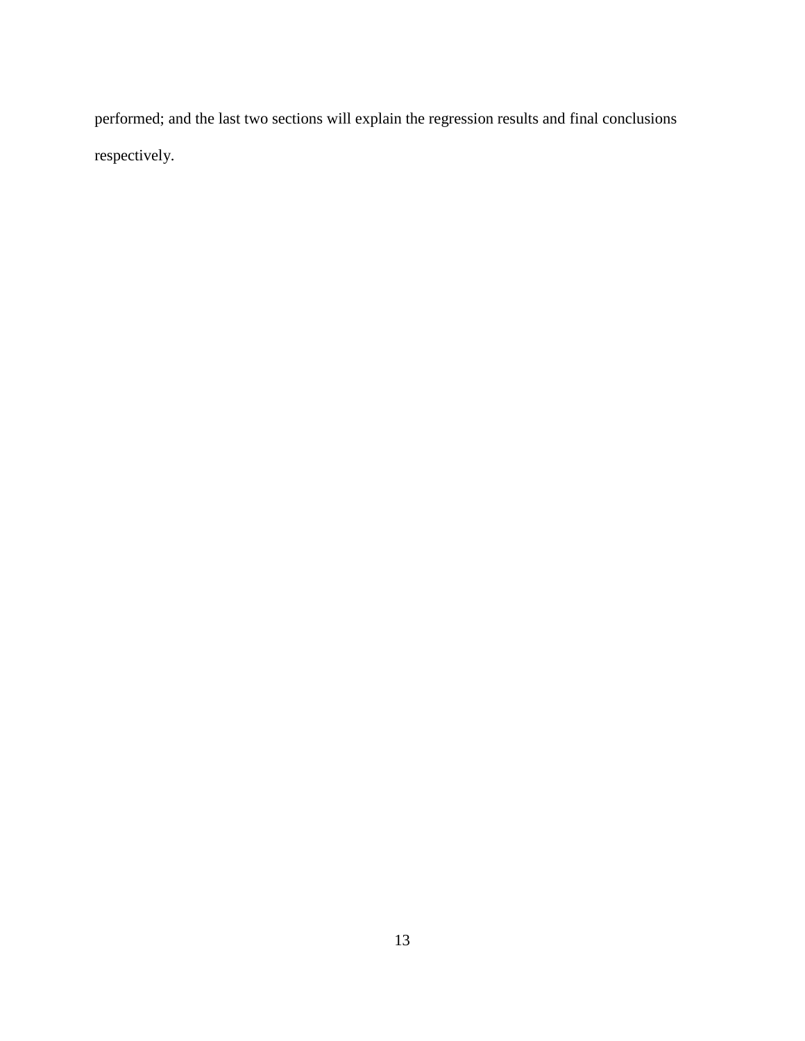performed; and the last two sections will explain the regression results and final conclusions respectively.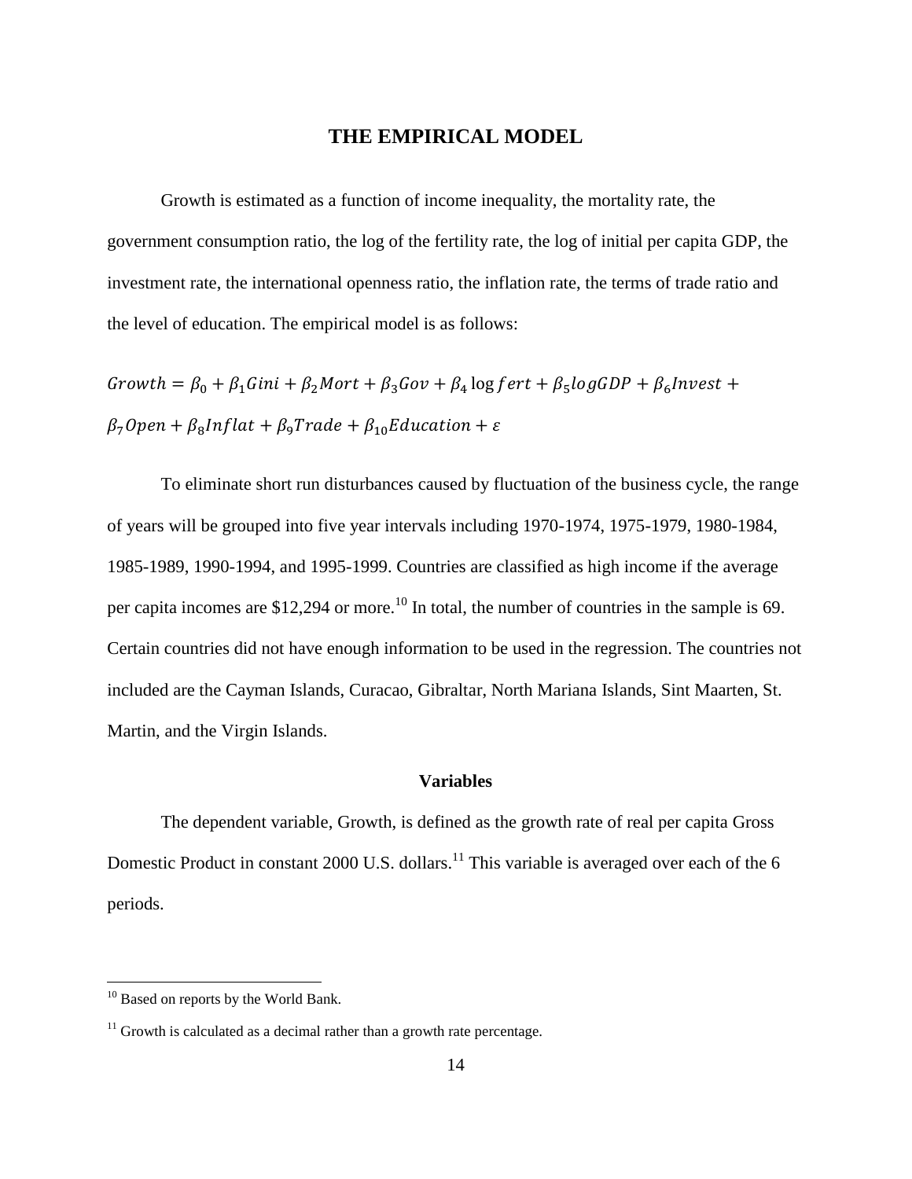# THE EMPIRICAL MODEL

Growth is estimated as a function of income inequality, the mortality rate, the government consumption ratio, the log of the fertility rate, the log of initial per capita GDP, the investment rate, the international openness ratio, the inflation rate, the terms of trade ratio and the level of education. The empirical model is as follows:

$$Growth = \beta_0 + \beta_1 Gini + \beta_2 Mort + \beta_3 Gov + \beta_4 \log fert + \beta_5 logGDP + \beta_6 Invest + \beta_7 Open + \beta_8 Inflat + \beta_9 Trade + \beta_{10} Education + \varepsilon$$

To eliminate short run disturbances caused by fluctuation of the business cycle, the range of years will be grouped into five year intervals including 1970-1974, 1975-1979, 1980-1984, 1985-1989, 1990-1994, and 1995-1999. Countries are classified as high income if the average per capita incomes are $12,294 or more.[10] In total, the number of countries in the sample is 69. Certain countries did not have enough information to be used in the regression. The countries not included are the Cayman Islands, Curacao, Gibraltar, North Mariana Islands, Sint Maarten, St. Martin, and the Virgin Islands.

### Variables

The dependent variable, Growth, is defined as the growth rate of real per capita Gross Domestic Product in constant 2000 U.S. dollars.[11] This variable is averaged over each of the 6 periods.

---

[10] Based on reports by the World Bank.

[11] Growth is calculated as a decimal rather than a growth rate percentage.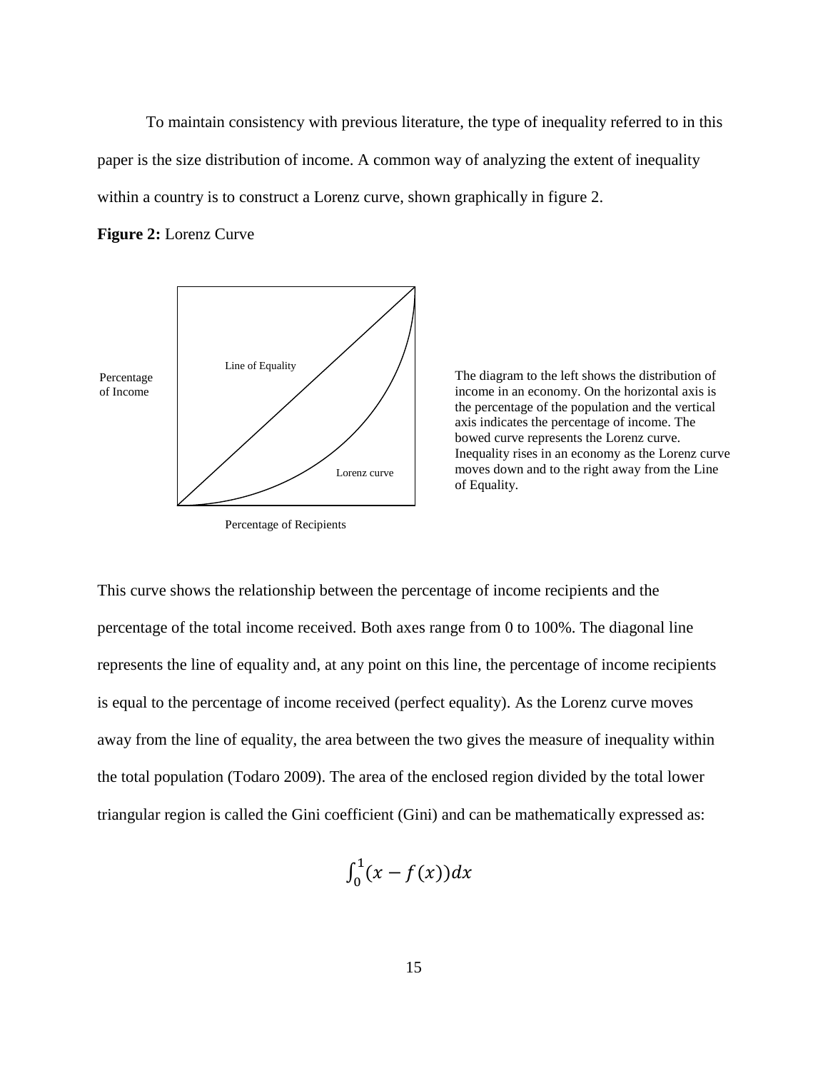To maintain consistency with previous literature, the type of inequality referred to in this paper is the size distribution of income. A common way of analyzing the extent of inequality within a country is to construct a Lorenz curve, shown graphically in figure 2.

**Figure 2:** Lorenz Curve

Percentage of Income

Line of Equality

Lorenz curve

Percentage of Recipients

The diagram to the left shows the distribution of income in an economy. On the horizontal axis is the percentage of the population and the vertical axis indicates the percentage of income. The bowed curve represents the Lorenz curve. Inequality rises in an economy as the Lorenz curve moves down and to the right away from the Line of Equality.

This curve shows the relationship between the percentage of income recipients and the percentage of the total income received. Both axes range from 0 to 100%. The diagonal line represents the line of equality and, at any point on this line, the percentage of income recipients is equal to the percentage of income received (perfect equality). As the Lorenz curve moves away from the line of equality, the area between the two gives the measure of inequality within the total population (Todaro 2009). The area of the enclosed region divided by the total lower triangular region is called the Gini coefficient (Gini) and can be mathematically expressed as:

$$\int_0^1 (x - f(x))dx$$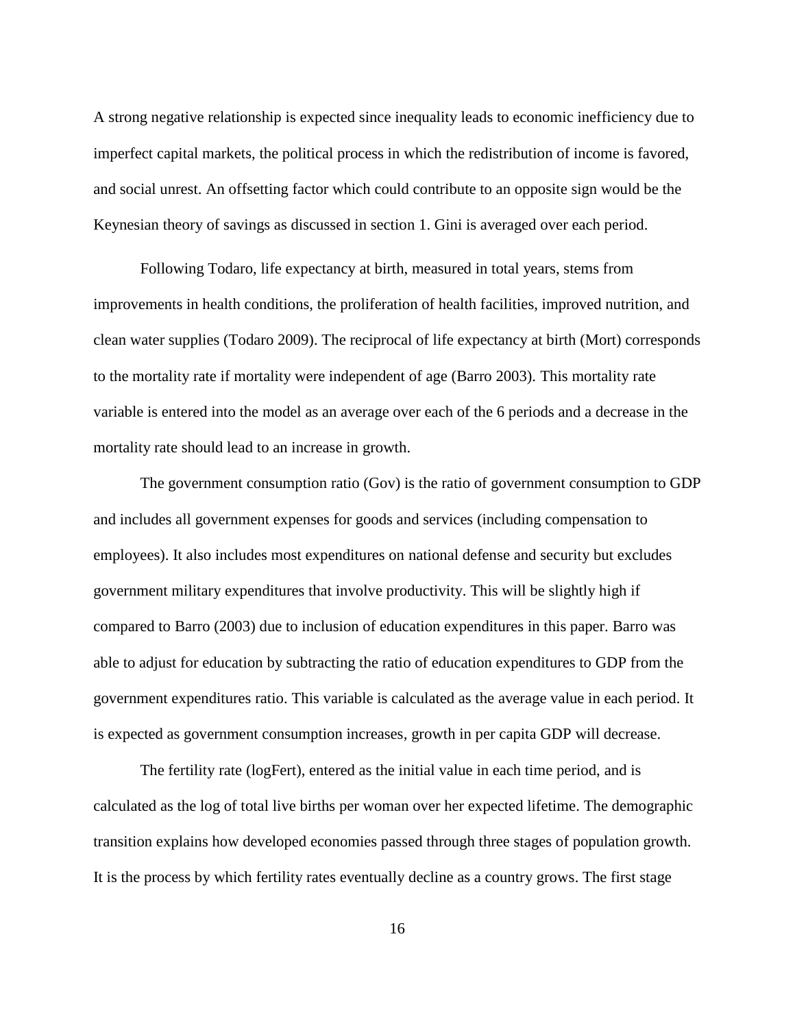A strong negative relationship is expected since inequality leads to economic inefficiency due to imperfect capital markets, the political process in which the redistribution of income is favored, and social unrest. An offsetting factor which could contribute to an opposite sign would be the Keynesian theory of savings as discussed in section 1. Gini is averaged over each period.

Following Todaro, life expectancy at birth, measured in total years, stems from improvements in health conditions, the proliferation of health facilities, improved nutrition, and clean water supplies (Todaro 2009). The reciprocal of life expectancy at birth (Mort) corresponds to the mortality rate if mortality were independent of age (Barro 2003). This mortality rate variable is entered into the model as an average over each of the 6 periods and a decrease in the mortality rate should lead to an increase in growth.

The government consumption ratio (Gov) is the ratio of government consumption to GDP and includes all government expenses for goods and services (including compensation to employees). It also includes most expenditures on national defense and security but excludes government military expenditures that involve productivity. This will be slightly high if compared to Barro (2003) due to inclusion of education expenditures in this paper. Barro was able to adjust for education by subtracting the ratio of education expenditures to GDP from the government expenditures ratio. This variable is calculated as the average value in each period. It is expected as government consumption increases, growth in per capita GDP will decrease.

The fertility rate (logFert), entered as the initial value in each time period, and is calculated as the log of total live births per woman over her expected lifetime. The demographic transition explains how developed economies passed through three stages of population growth. It is the process by which fertility rates eventually decline as a country grows. The first stage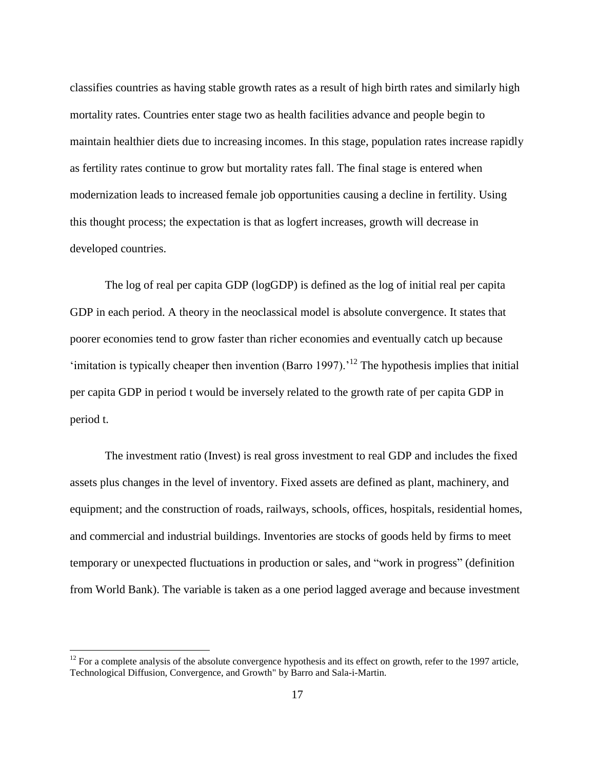classifies countries as having stable growth rates as a result of high birth rates and similarly high mortality rates. Countries enter stage two as health facilities advance and people begin to maintain healthier diets due to increasing incomes. In this stage, population rates increase rapidly as fertility rates continue to grow but mortality rates fall. The final stage is entered when modernization leads to increased female job opportunities causing a decline in fertility. Using this thought process; the expectation is that as logfert increases, growth will decrease in developed countries.

The log of real per capita GDP (logGDP) is defined as the log of initial real per capita GDP in each period. A theory in the neoclassical model is absolute convergence. It states that poorer economies tend to grow faster than richer economies and eventually catch up because 'imitation is typically cheaper then invention (Barro 1997).'[12] The hypothesis implies that initial per capita GDP in period t would be inversely related to the growth rate of per capita GDP in period t.

The investment ratio (Invest) is real gross investment to real GDP and includes the fixed assets plus changes in the level of inventory. Fixed assets are defined as plant, machinery, and equipment; and the construction of roads, railways, schools, offices, hospitals, residential homes, and commercial and industrial buildings. Inventories are stocks of goods held by firms to meet temporary or unexpected fluctuations in production or sales, and "work in progress" (definition from World Bank). The variable is taken as a one period lagged average and because investment

[12] For a complete analysis of the absolute convergence hypothesis and its effect on growth, refer to the 1997 article, Technological Diffusion, Convergence, and Growth" by Barro and Sala-i-Martin.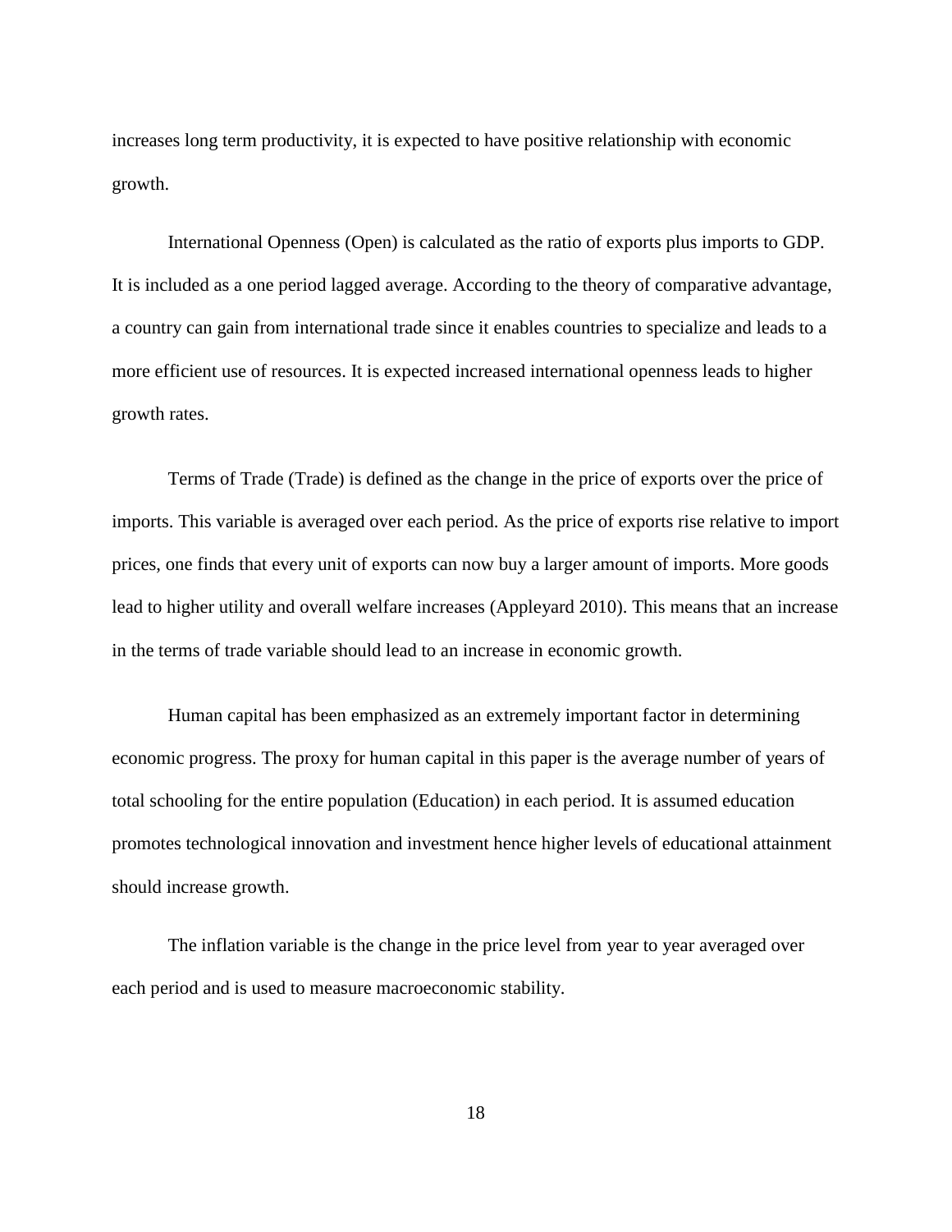increases long term productivity, it is expected to have positive relationship with economic growth.

International Openness (Open) is calculated as the ratio of exports plus imports to GDP. It is included as a one period lagged average. According to the theory of comparative advantage, a country can gain from international trade since it enables countries to specialize and leads to a more efficient use of resources. It is expected increased international openness leads to higher growth rates.

Terms of Trade (Trade) is defined as the change in the price of exports over the price of imports. This variable is averaged over each period. As the price of exports rise relative to import prices, one finds that every unit of exports can now buy a larger amount of imports. More goods lead to higher utility and overall welfare increases (Appleyard 2010). This means that an increase in the terms of trade variable should lead to an increase in economic growth.

Human capital has been emphasized as an extremely important factor in determining economic progress. The proxy for human capital in this paper is the average number of years of total schooling for the entire population (Education) in each period. It is assumed education promotes technological innovation and investment hence higher levels of educational attainment should increase growth.

The inflation variable is the change in the price level from year to year averaged over each period and is used to measure macroeconomic stability.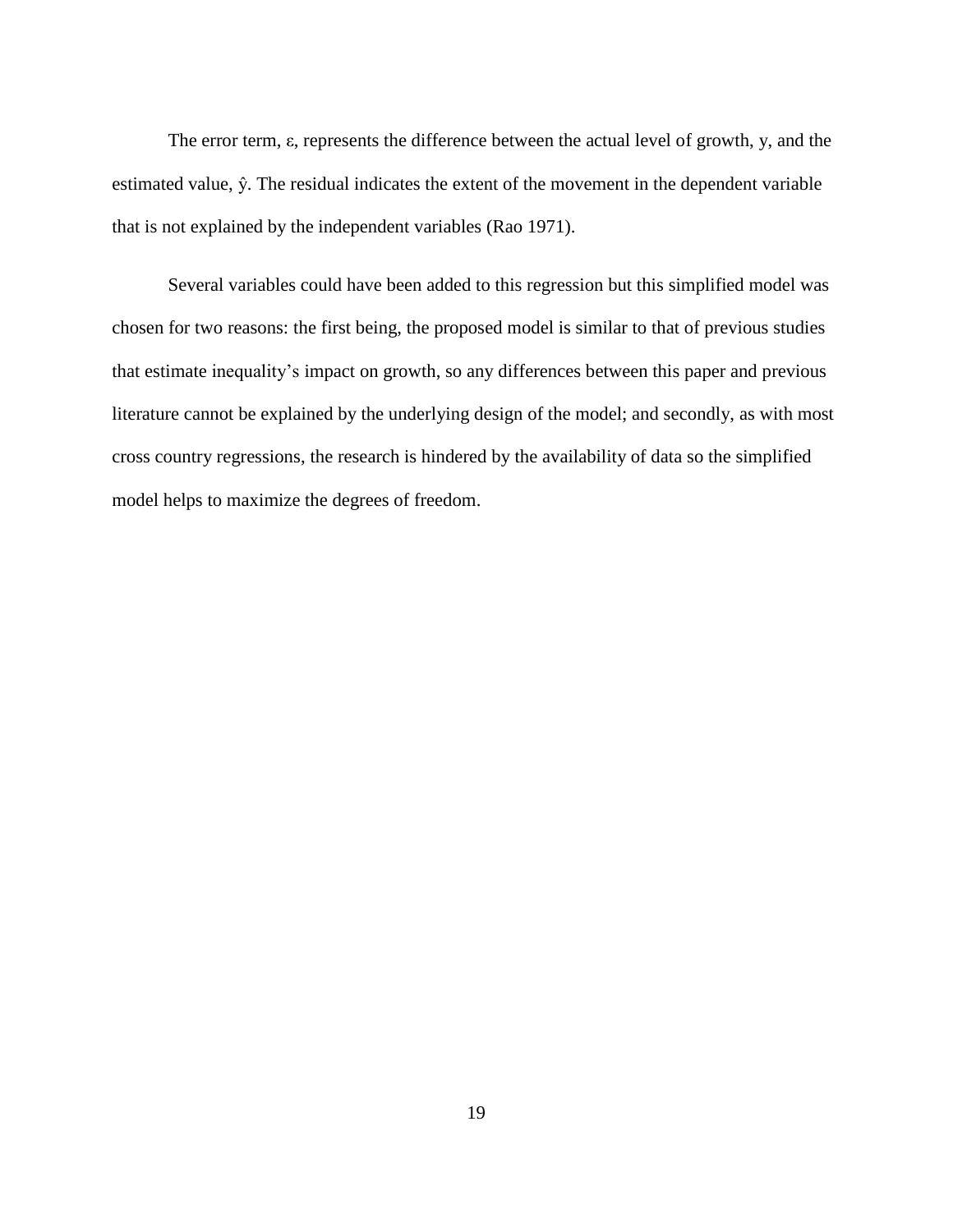The error term, $\varepsilon$, represents the difference between the actual level of growth, $y$, and the estimated value, $\hat{y}$. The residual indicates the extent of the movement in the dependent variable that is not explained by the independent variables (Rao 1971).

Several variables could have been added to this regression but this simplified model was chosen for two reasons: the first being, the proposed model is similar to that of previous studies that estimate inequality's impact on growth, so any differences between this paper and previous literature cannot be explained by the underlying design of the model; and secondly, as with most cross country regressions, the research is hindered by the availability of data so the simplified model helps to maximize the degrees of freedom.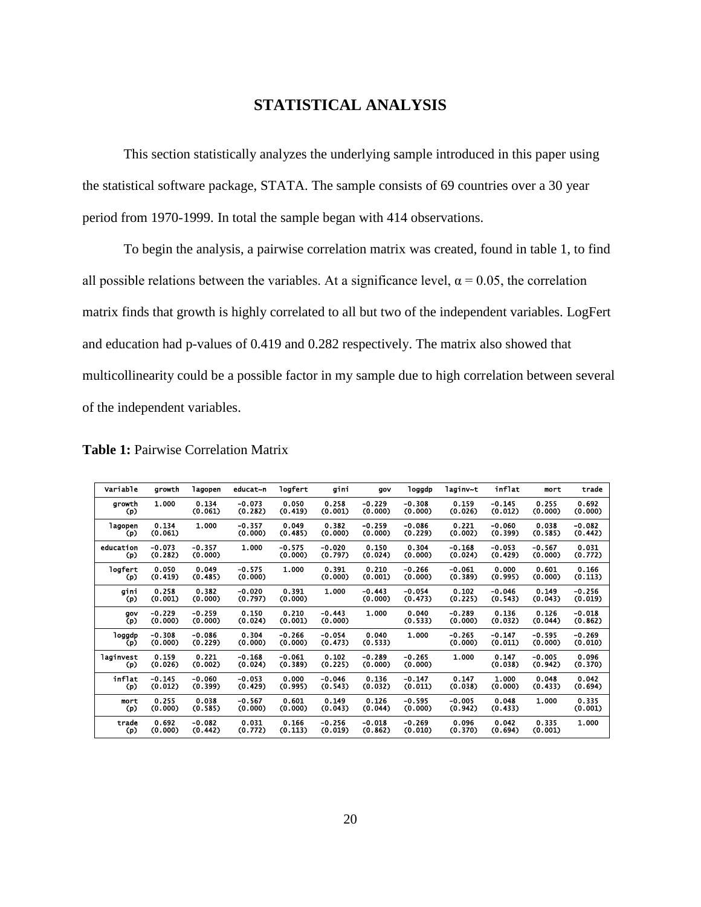# STATISTICAL ANALYSIS

This section statistically analyzes the underlying sample introduced in this paper using the statistical software package, STATA. The sample consists of 69 countries over a 30 year period from 1970-1999. In total the sample began with 414 observations.

To begin the analysis, a pairwise correlation matrix was created, found in table 1, to find all possible relations between the variables. At a significance level, $\alpha = 0.05$, the correlation matrix finds that growth is highly correlated to all but two of the independent variables. LogFert and education had p-values of 0.419 and 0.282 respectively. The matrix also showed that multicollinearity could be a possible factor in my sample due to high correlation between several of the independent variables.

**Table 1:** Pairwise Correlation Matrix

| Variable | growth | lagopen | educat~n | logfert | gini | gov | loggdp | laginv~t | inflat | mort | trade |
|---|---|---|---|---|---|---|---|---|---|---|---|
| growth | 1.000 | 0.134 | -0.073 | 0.050 | 0.258 | -0.229 | -0.308 | 0.159 | -0.145 | 0.255 | 0.692 |
| (p) | | (0.061) | (0.282) | (0.419) | (0.001) | (0.000) | (0.000) | (0.026) | (0.012) | (0.000) | (0.000) |
| lagopen | 0.134 | 1.000 | -0.357 | 0.049 | 0.382 | -0.259 | -0.086 | 0.221 | -0.060 | 0.038 | -0.082 |
| (p) | (0.061) | | (0.000) | (0.485) | (0.000) | (0.000) | (0.229) | (0.002) | (0.399) | (0.585) | (0.442) |
| education | -0.073 | -0.357 | 1.000 | -0.575 | -0.020 | 0.150 | 0.304 | -0.168 | -0.053 | -0.567 | 0.031 |
| (p) | (0.282) | (0.000) | | (0.000) | (0.797) | (0.024) | (0.000) | (0.024) | (0.429) | (0.000) | (0.772) |
| logfert | 0.050 | 0.049 | -0.575 | 1.000 | 0.391 | 0.210 | -0.266 | -0.061 | 0.000 | 0.601 | 0.166 |
| (p) | (0.419) | (0.485) | (0.000) | | (0.000) | (0.001) | (0.000) | (0.389) | (0.995) | (0.000) | (0.113) |
| gini | 0.258 | 0.382 | -0.020 | 0.391 | 1.000 | -0.443 | -0.054 | 0.102 | -0.046 | 0.149 | -0.256 |
| (p) | (0.001) | (0.000) | (0.797) | (0.000) | | (0.000) | (0.473) | (0.225) | (0.543) | (0.043) | (0.019) |
| gov | -0.229 | -0.259 | 0.150 | 0.210 | -0.443 | 1.000 | 0.040 | -0.289 | 0.136 | 0.126 | -0.018 |
| (p) | (0.000) | (0.000) | (0.024) | (0.001) | (0.000) | | (0.533) | (0.000) | (0.032) | (0.044) | (0.862) |
| loggdp | -0.308 | -0.086 | 0.304 | -0.266 | -0.054 | 0.040 | 1.000 | -0.265 | -0.147 | -0.595 | -0.269 |
| (p) | (0.000) | (0.229) | (0.000) | (0.000) | (0.473) | (0.533) | | (0.000) | (0.011) | (0.000) | (0.010) |
| laginvest | 0.159 | 0.221 | -0.168 | -0.061 | 0.102 | -0.289 | -0.265 | 1.000 | 0.147 | -0.005 | 0.096 |
| (p) | (0.026) | (0.002) | (0.024) | (0.389) | (0.225) | (0.000) | (0.000) | | (0.038) | (0.942) | (0.370) |
| inflat | -0.145 | -0.060 | -0.053 | 0.000 | -0.046 | 0.136 | -0.147 | 0.147 | 1.000 | 0.048 | 0.042 |
| (p) | (0.012) | (0.399) | (0.429) | (0.995) | (0.543) | (0.032) | (0.011) | (0.038) | (0.000) | (0.433) | (0.694) |
| mort | 0.255 | 0.038 | -0.567 | 0.601 | 0.149 | 0.126 | -0.595 | -0.005 | 0.048 | 1.000 | 0.335 |
| (p) | (0.000) | (0.585) | (0.000) | (0.000) | (0.043) | (0.044) | (0.000) | (0.942) | (0.433) | | (0.001) |
| trade | 0.692 | -0.082 | 0.031 | 0.166 | -0.256 | -0.018 | -0.269 | 0.096 | 0.042 | 0.335 | 1.000 |
| (p) | (0.000) | (0.442) | (0.772) | (0.113) | (0.019) | (0.862) | (0.010) | (0.370) | (0.694) | (0.001) | |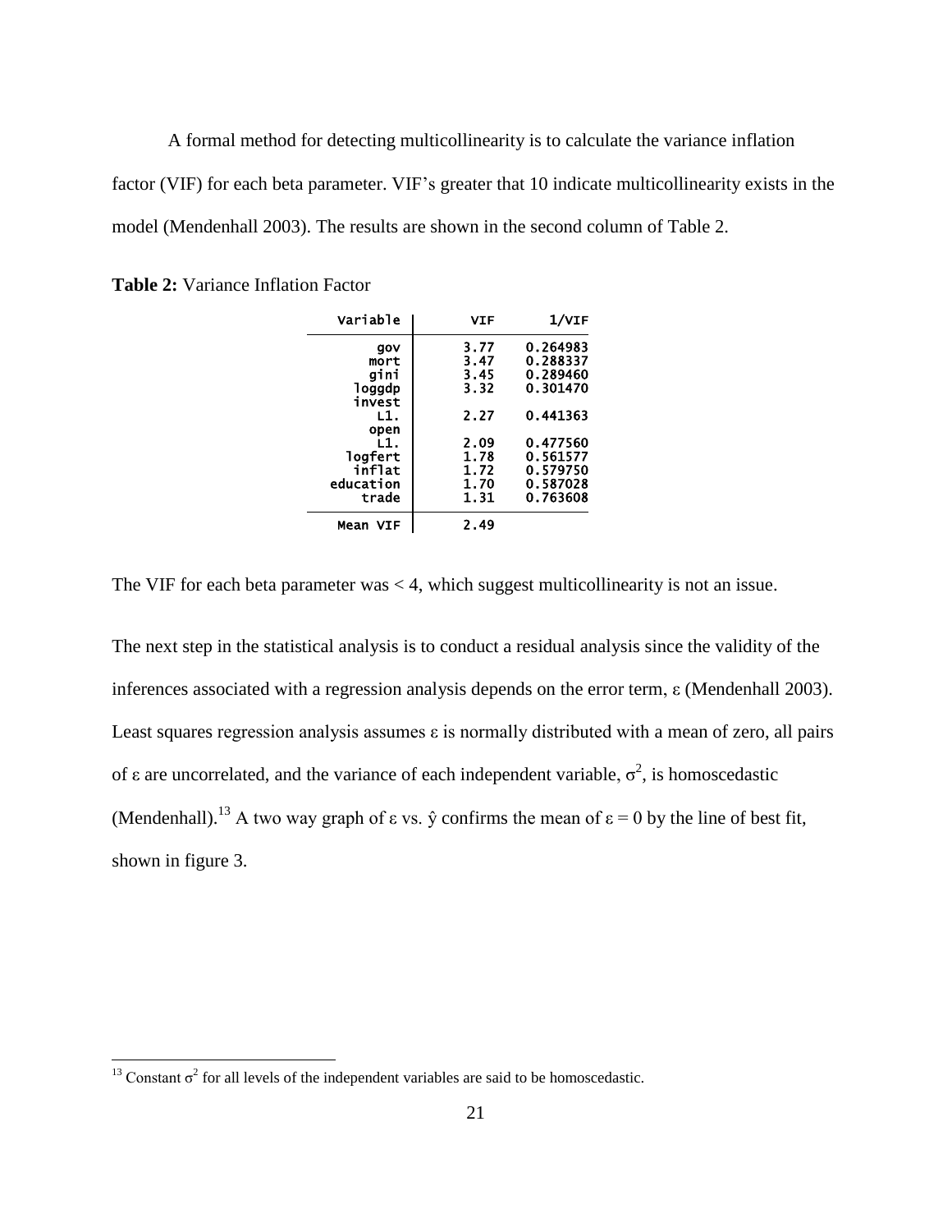A formal method for detecting multicollinearity is to calculate the variance inflation factor (VIF) for each beta parameter. VIF's greater that 10 indicate multicollinearity exists in the model (Mendenhall 2003). The results are shown in the second column of Table 2.

**Table 2:** Variance Inflation Factor

| Variable | VIF | 1/VIF |
|---|---|---|
| gov | 3.77 | 0.264983 |
| mort | 3.47 | 0.288337 |
| gini | 3.45 | 0.289460 |
| loggdp | 3.32 | 0.301470 |
| invest | | |
| L1. | 2.27 | 0.441363 |
| open | | |
| L1. | 2.09 | 0.477560 |
| logfert | 1.78 | 0.561577 |
| inflat | 1.72 | 0.579750 |
| education | 1.70 | 0.587028 |
| trade | 1.31 | 0.763608 |
| Mean VIF | 2.49 | |

The VIF for each beta parameter was < 4, which suggest multicollinearity is not an issue.

The next step in the statistical analysis is to conduct a residual analysis since the validity of the inferences associated with a regression analysis depends on the error term, $\varepsilon$ (Mendenhall 2003). Least squares regression analysis assumes $\varepsilon$ is normally distributed with a mean of zero, all pairs of $\varepsilon$ are uncorrelated, and the variance of each independent variable, $\sigma^2$, is homoscedastic (Mendenhall).[13] A two way graph of $\varepsilon$ vs. $\hat{y}$ confirms the mean of $\varepsilon = 0$ by the line of best fit, shown in figure 3.

[13] Constant $\sigma^2$ for all levels of the independent variables are said to be homoscedastic.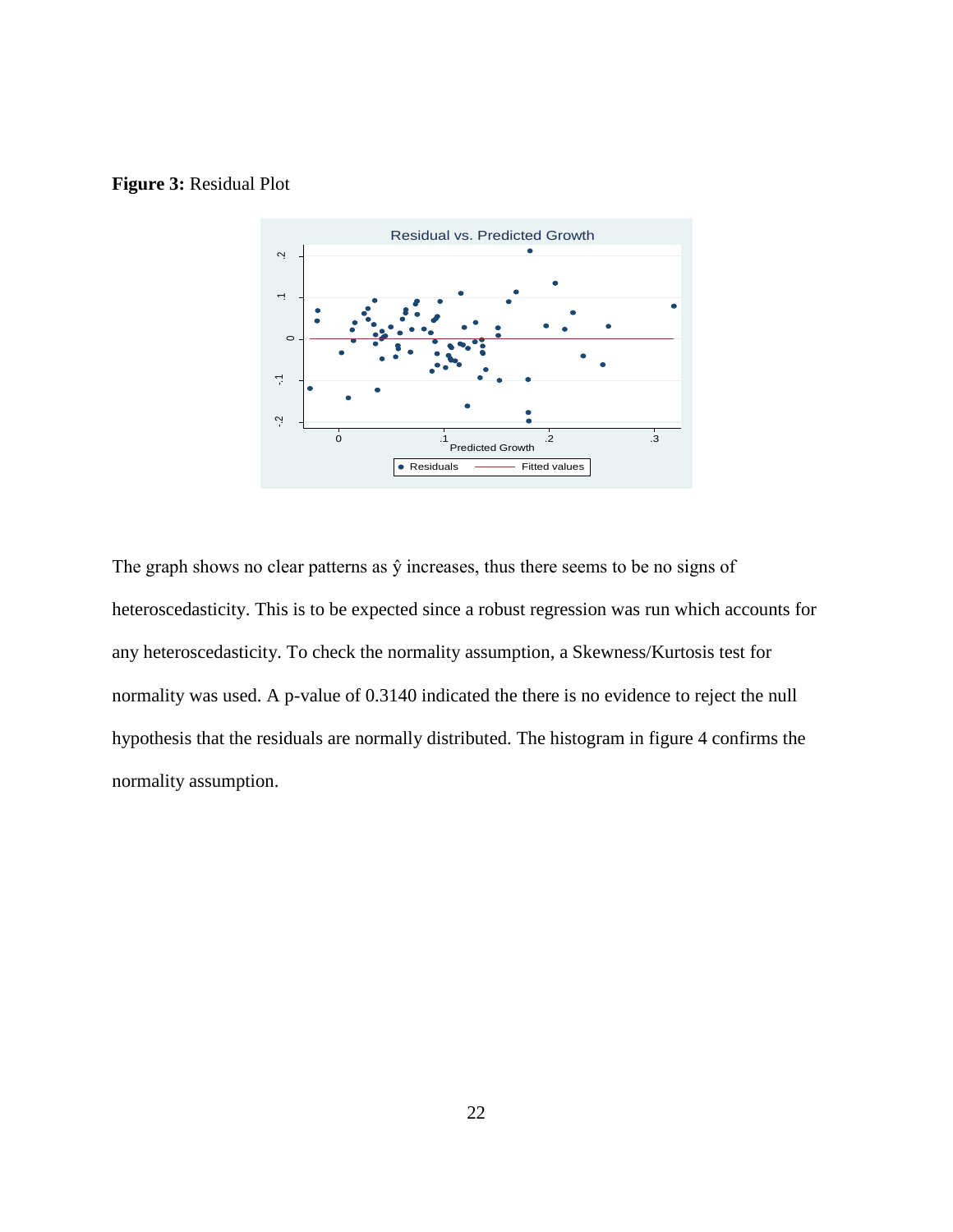**Figure 3:** Residual Plot

The graph shows no clear patterns as $\hat{y}$ increases, thus there seems to be no signs of heteroscedasticity. This is to be expected since a robust regression was run which accounts for any heteroscedasticity. To check the normality assumption, a Skewness/Kurtosis test for normality was used. A p-value of 0.3140 indicated the there is no evidence to reject the null hypothesis that the residuals are normally distributed. The histogram in figure 4 confirms the normality assumption.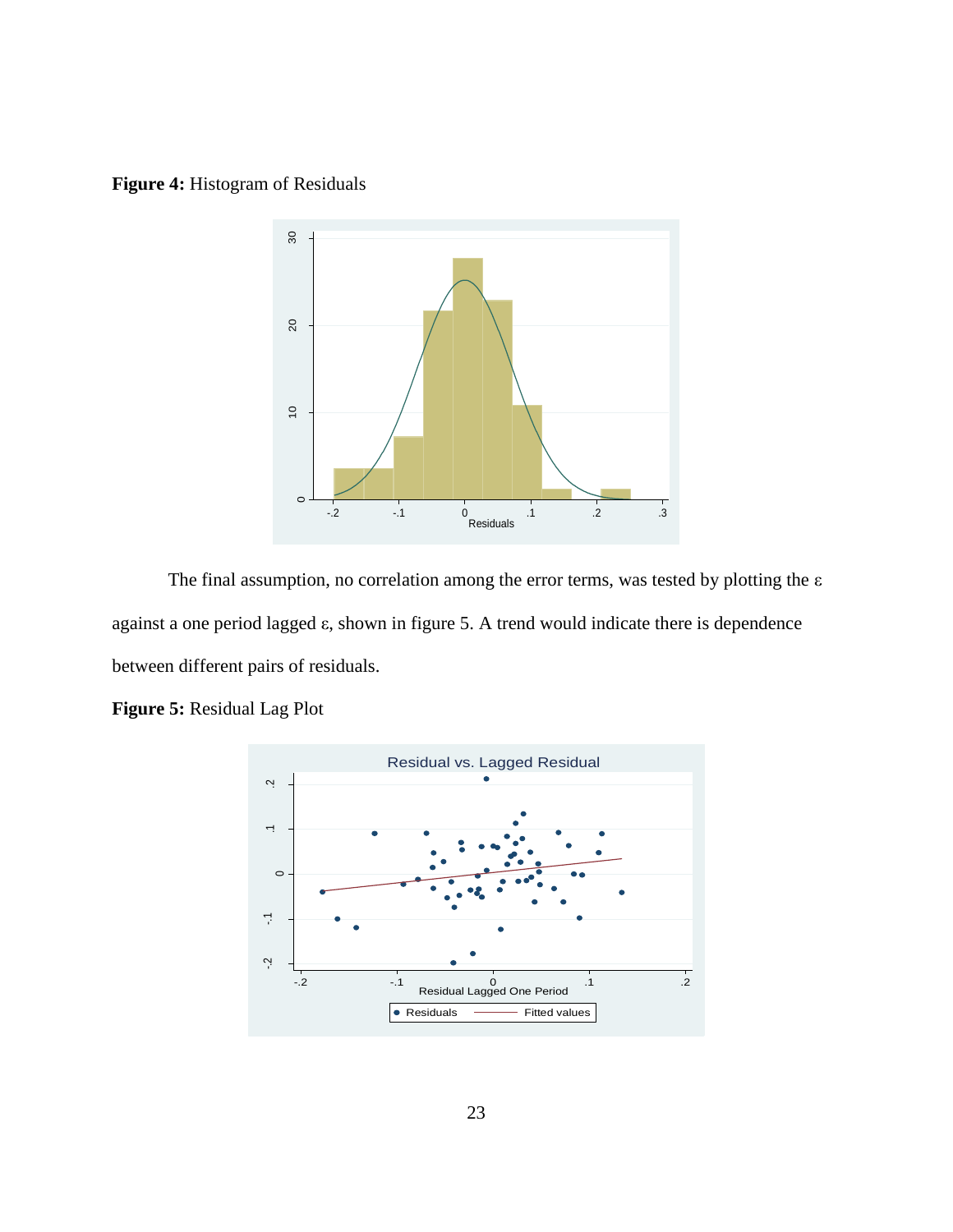**Figure 4:** Histogram of Residuals

The final assumption, no correlation among the error terms, was tested by plotting the ε against a one period lagged ε, shown in figure 5. A trend would indicate there is dependence between different pairs of residuals.

**Figure 5:** Residual Lag Plot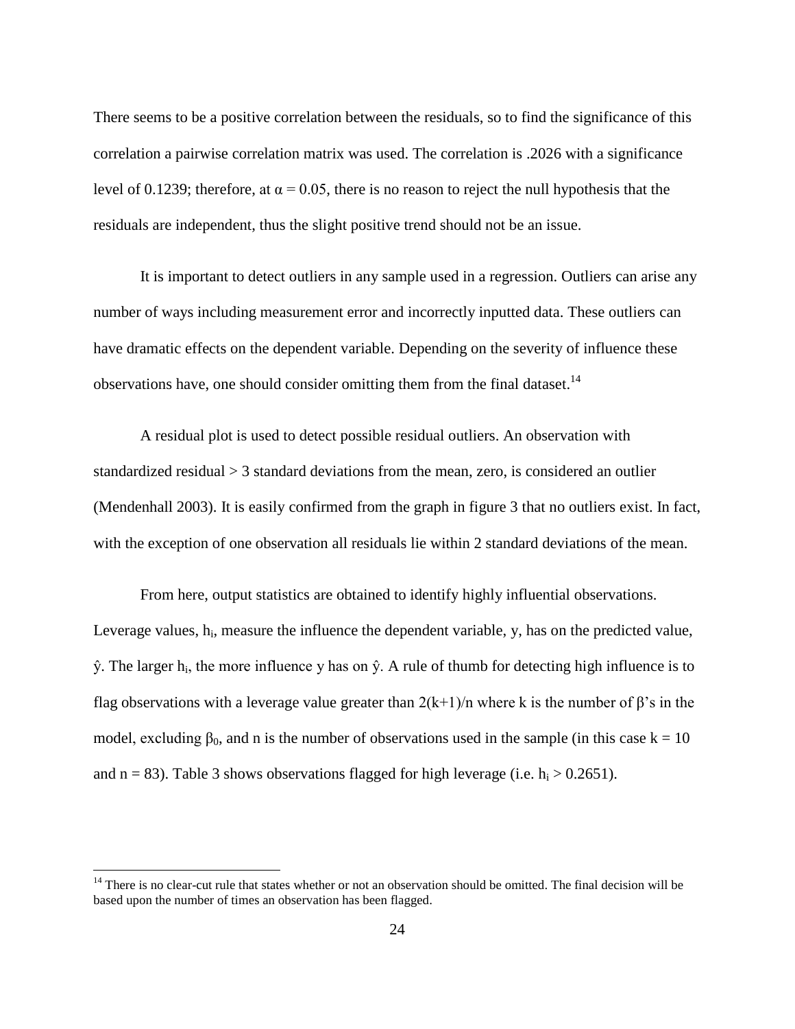There seems to be a positive correlation between the residuals, so to find the significance of this correlation a pairwise correlation matrix was used. The correlation is .2026 with a significance level of 0.1239; therefore, at $\alpha = 0.05$, there is no reason to reject the null hypothesis that the residuals are independent, thus the slight positive trend should not be an issue.

It is important to detect outliers in any sample used in a regression. Outliers can arise any number of ways including measurement error and incorrectly inputted data. These outliers can have dramatic effects on the dependent variable. Depending on the severity of influence these observations have, one should consider omitting them from the final dataset.[14]

A residual plot is used to detect possible residual outliers. An observation with standardized residual > 3 standard deviations from the mean, zero, is considered an outlier (Mendenhall 2003). It is easily confirmed from the graph in figure 3 that no outliers exist. In fact, with the exception of one observation all residuals lie within 2 standard deviations of the mean.

From here, output statistics are obtained to identify highly influential observations. Leverage values, $h_i$, measure the influence the dependent variable, y, has on the predicted value, $\hat{y}$. The larger $h_i$, the more influence y has on $\hat{y}$. A rule of thumb for detecting high influence is to flag observations with a leverage value greater than $2(k+1)/n$ where k is the number of β's in the model, excluding $\beta_0$, and n is the number of observations used in the sample (in this case $k = 10$ and $n = 83$). Table 3 shows observations flagged for high leverage (i.e. $h_i > 0.2651$).

---

[14] There is no clear-cut rule that states whether or not an observation should be omitted. The final decision will be based upon the number of times an observation has been flagged.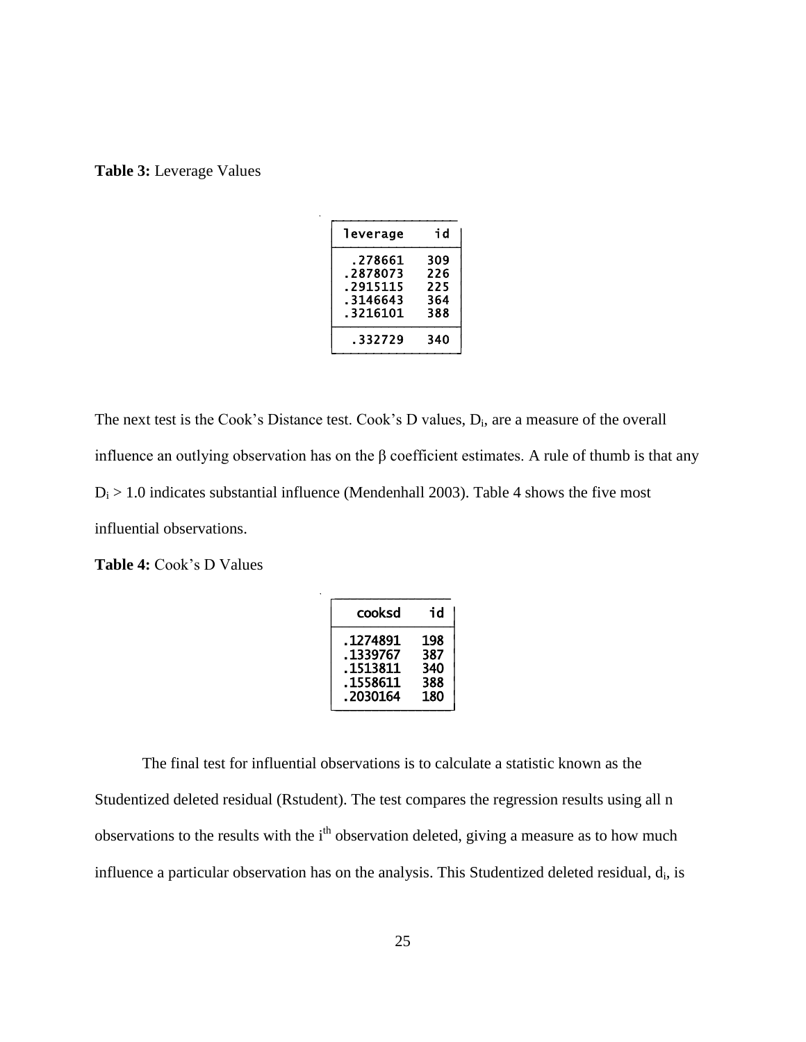**Table 3:** Leverage Values

| leverage | id |
| --- | --- |
| .278661 | 309 |
| .2878073 | 226 |
| .2915115 | 225 |
| .3146643 | 364 |
| .3216101 | 388 |
| .332729 | 340 |

The next test is the Cook's Distance test. Cook's D values, $D_i$, are a measure of the overall influence an outlying observation has on the β coefficient estimates. A rule of thumb is that any $D_i > 1.0$ indicates substantial influence (Mendenhall 2003). Table 4 shows the five most influential observations.

**Table 4:** Cook's D Values

| cooksd | id |
| --- | --- |
| .1274891 | 198 |
| .1339767 | 387 |
| .1513811 | 340 |
| .1558611 | 388 |
| .2030164 | 180 |

The final test for influential observations is to calculate a statistic known as the Studentized deleted residual (Rstudent). The test compares the regression results using all n observations to the results with the $i^{th}$ observation deleted, giving a measure as to how much influence a particular observation has on the analysis. This Studentized deleted residual, $d_i$, is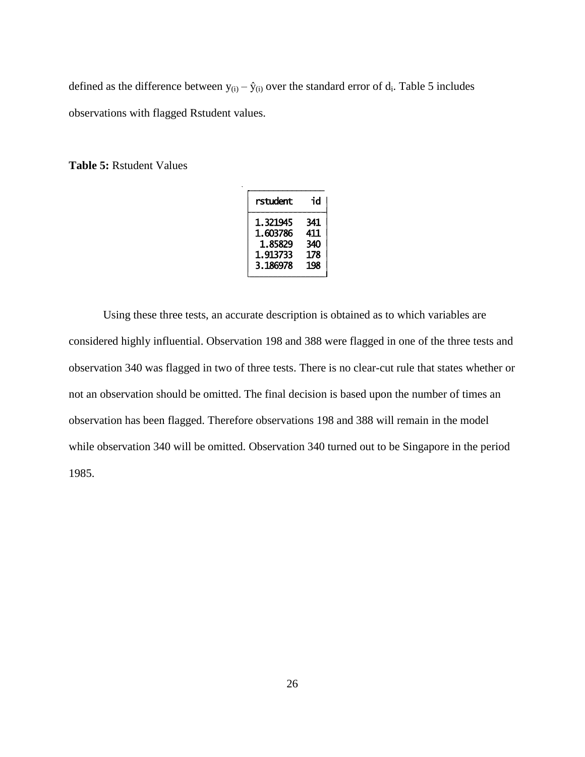defined as the difference between $y_{(i)} – \hat{y}_{(i)}$ over the standard error of $d_i$. Table 5 includes observations with flagged Rstudent values.

**Table 5:** Rstudent Values

| rstudent | id |
|---|---|
| 1.321945 | 341 |
| 1.603786 | 411 |
| 1.85829 | 340 |
| 1.913733 | 178 |
| 3.186978 | 198 |

Using these three tests, an accurate description is obtained as to which variables are considered highly influential. Observation 198 and 388 were flagged in one of the three tests and observation 340 was flagged in two of three tests. There is no clear-cut rule that states whether or not an observation should be omitted. The final decision is based upon the number of times an observation has been flagged. Therefore observations 198 and 388 will remain in the model while observation 340 will be omitted. Observation 340 turned out to be Singapore in the period 1985.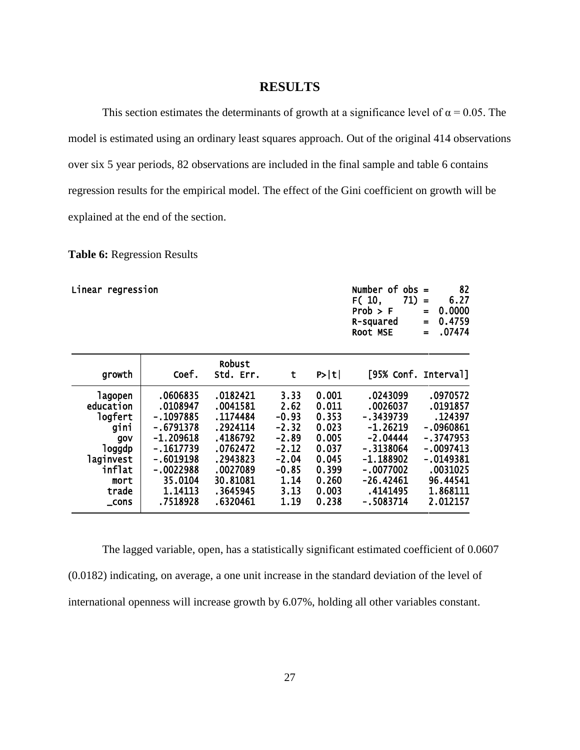# RESULTS

This section estimates the determinants of growth at a significance level of α = 0.05. The model is estimated using an ordinary least squares approach. Out of the original 414 observations over six 5 year periods, 82 observations are included in the final sample and table 6 contains regression results for the empirical model. The effect of the Gini coefficient on growth will be explained at the end of the section.

**Table 6:** Regression Results

Linear regression

| | | |
|---|---|---|
| Number of obs | = | 82 |
| F( 10, 71) | = | 6.27 |
| Prob > F | = | 0.0000 |
| R-squared | = | 0.4759 |
| Root MSE | = | .07474 |

| growth | Coef. | Robust Std. Err. | t | P>\|t\| | [95% Conf. | Interval] |
|---|---|---|---|---|---|---|
| lagopen | .0606835 | .0182421 | 3.33 | 0.001 | .0243099 | .0970572 |
| education | .0108947 | .0041581 | 2.62 | 0.011 | .0026037 | .0191857 |
| logfert | -.1097885 | .1174484 | -0.93 | 0.353 | -.3439739 | .124397 |
| gini | -.6791378 | .2924114 | -2.32 | 0.023 | -1.26219 | -.0960861 |
| gov | -1.209618 | .4186792 | -2.89 | 0.005 | -2.04444 | -.3747953 |
| loggdp | -.1617739 | .0762472 | -2.12 | 0.037 | -.3138064 | -.0097413 |
| laginvest | -.6019198 | .2943823 | -2.04 | 0.045 | -1.188902 | -.0149381 |
| inflat | -.0022988 | .0027089 | -0.85 | 0.399 | -.0077002 | .0031025 |
| mort | 35.0104 | 30.81081 | 1.14 | 0.260 | -26.42461 | 96.44541 |
| trade | 1.14113 | .3645945 | 3.13 | 0.003 | .4141495 | 1.868111 |
| _cons | .7518928 | .6320461 | 1.19 | 0.238 | -.5083714 | 2.012157 |

The lagged variable, open, has a statistically significant estimated coefficient of 0.0607 (0.0182) indicating, on average, a one unit increase in the standard deviation of the level of international openness will increase growth by 6.07%, holding all other variables constant.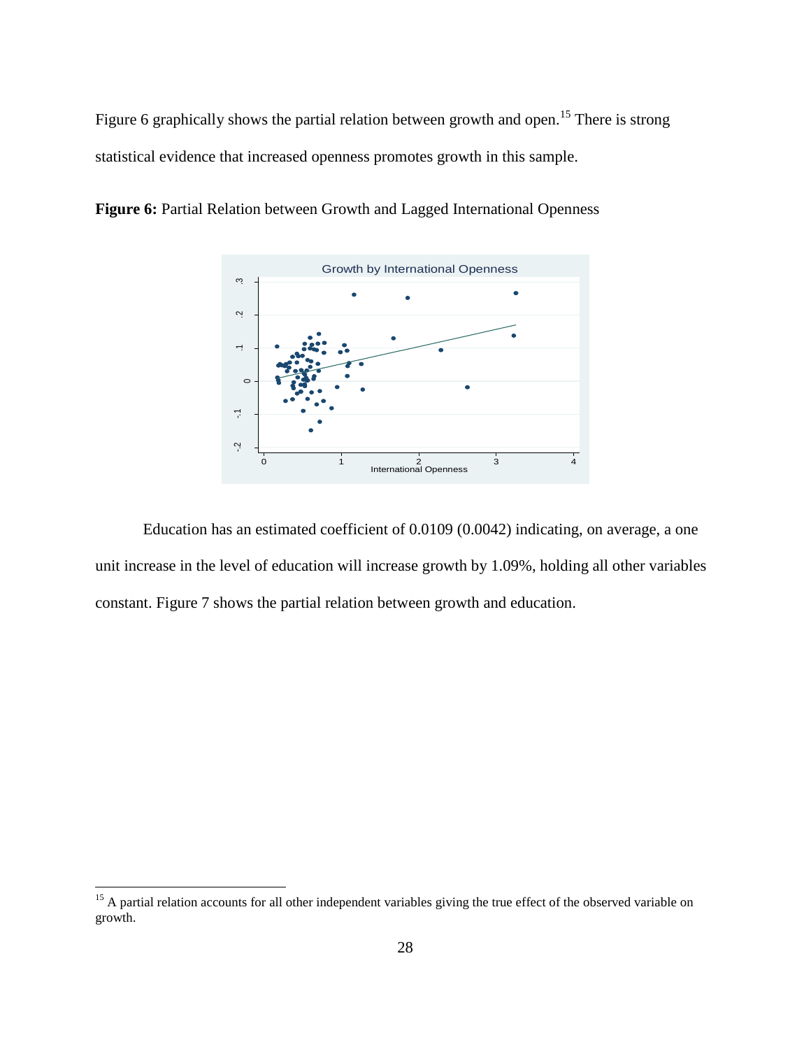Figure 6 graphically shows the partial relation between growth and open.[15] There is strong statistical evidence that increased openness promotes growth in this sample.

**Figure 6:** Partial Relation between Growth and Lagged International Openness

Education has an estimated coefficient of 0.0109 (0.0042) indicating, on average, a one unit increase in the level of education will increase growth by 1.09%, holding all other variables constant. Figure 7 shows the partial relation between growth and education.

[15] A partial relation accounts for all other independent variables giving the true effect of the observed variable on growth.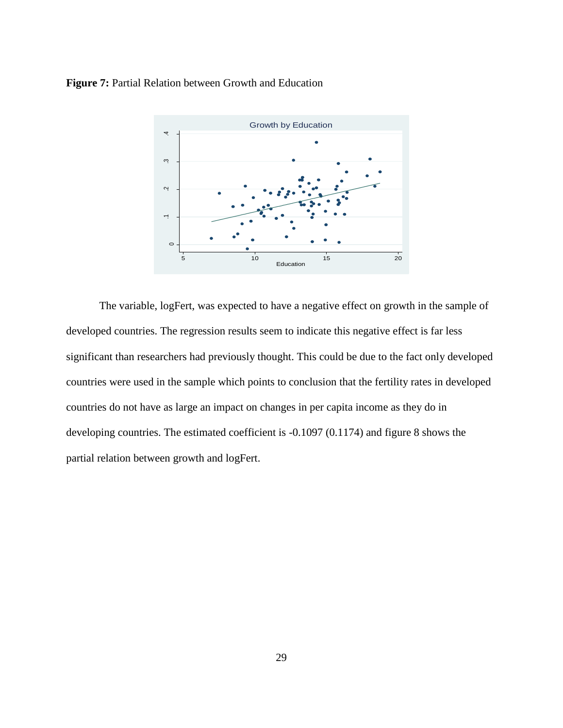**Figure 7:** Partial Relation between Growth and Education

The variable, logFert, was expected to have a negative effect on growth in the sample of developed countries. The regression results seem to indicate this negative effect is far less significant than researchers had previously thought. This could be due to the fact only developed countries were used in the sample which points to conclusion that the fertility rates in developed countries do not have as large an impact on changes in per capita income as they do in developing countries. The estimated coefficient is -0.1097 (0.1174) and figure 8 shows the partial relation between growth and logFert.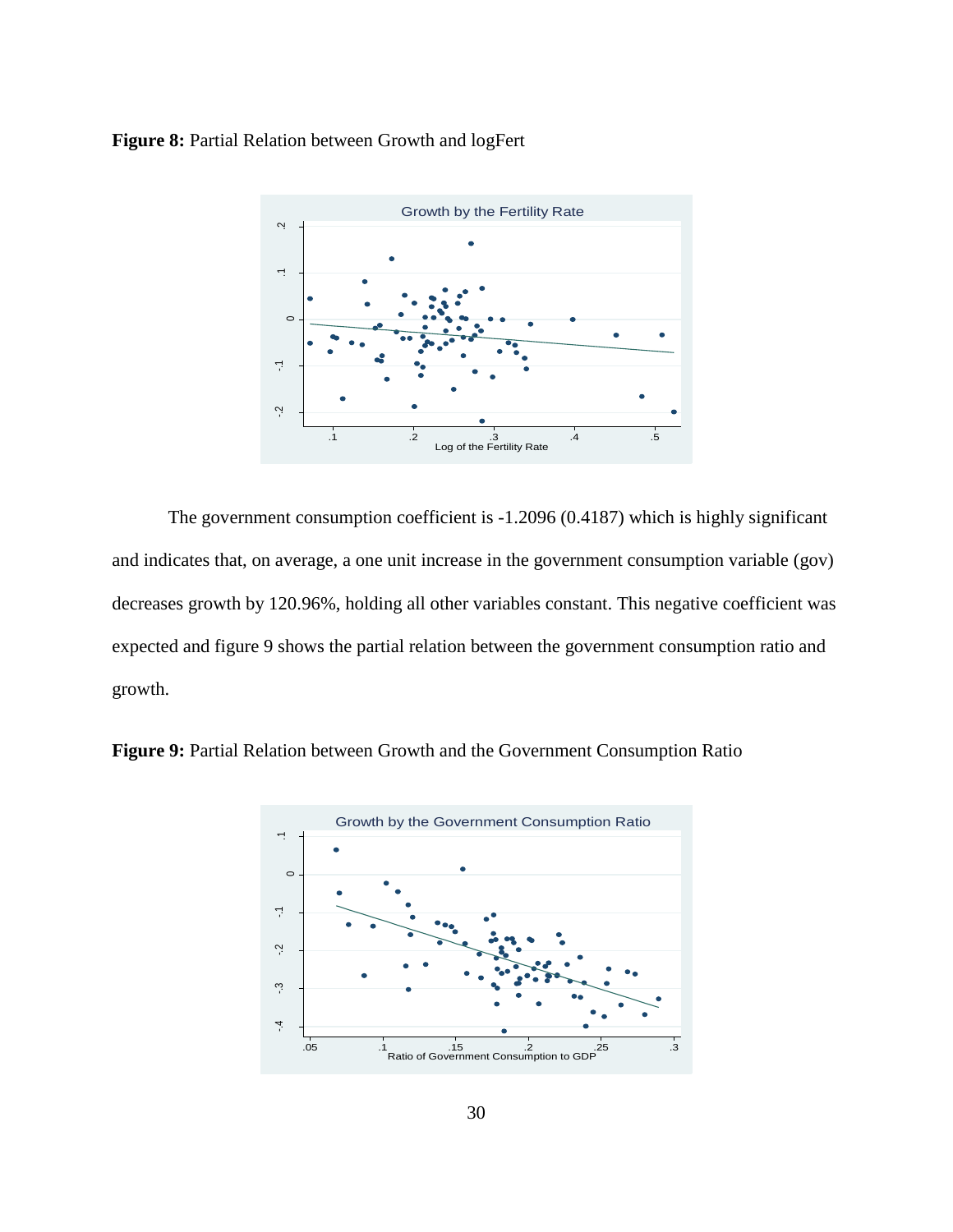**Figure 8:** Partial Relation between Growth and logFert

The government consumption coefficient is -1.2096 (0.4187) which is highly significant and indicates that, on average, a one unit increase in the government consumption variable (gov) decreases growth by 120.96%, holding all other variables constant. This negative coefficient was expected and figure 9 shows the partial relation between the government consumption ratio and growth.

**Figure 9:** Partial Relation between Growth and the Government Consumption Ratio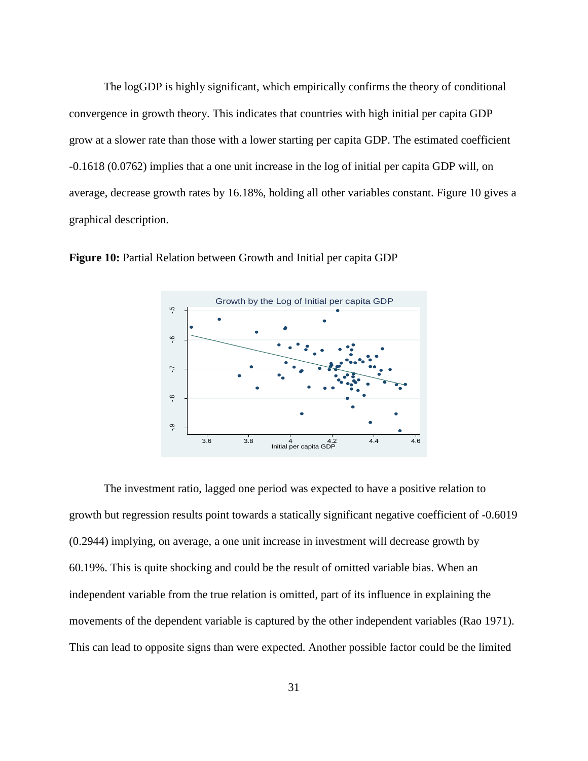The logGDP is highly significant, which empirically confirms the theory of conditional convergence in growth theory. This indicates that countries with high initial per capita GDP grow at a slower rate than those with a lower starting per capita GDP. The estimated coefficient -0.1618 (0.0762) implies that a one unit increase in the log of initial per capita GDP will, on average, decrease growth rates by 16.18%, holding all other variables constant. Figure 10 gives a graphical description.

**Figure 10:** Partial Relation between Growth and Initial per capita GDP

The investment ratio, lagged one period was expected to have a positive relation to growth but regression results point towards a statically significant negative coefficient of -0.6019 (0.2944) implying, on average, a one unit increase in investment will decrease growth by 60.19%. This is quite shocking and could be the result of omitted variable bias. When an independent variable from the true relation is omitted, part of its influence in explaining the movements of the dependent variable is captured by the other independent variables (Rao 1971). This can lead to opposite signs than were expected. Another possible factor could be the limited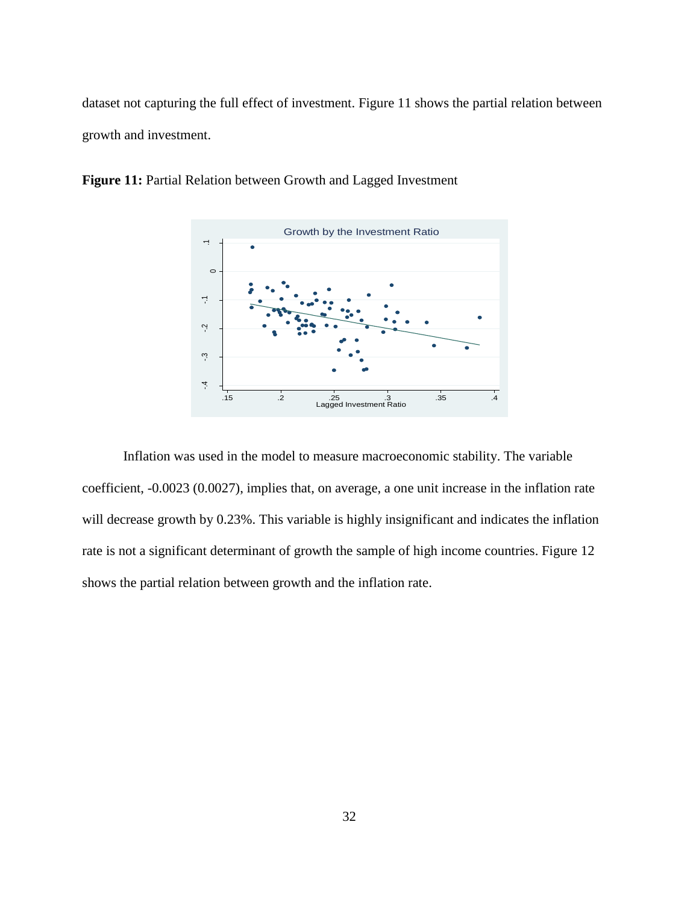dataset not capturing the full effect of investment. Figure 11 shows the partial relation between growth and investment.

**Figure 11:** Partial Relation between Growth and Lagged Investment

Inflation was used in the model to measure macroeconomic stability. The variable coefficient, -0.0023 (0.0027), implies that, on average, a one unit increase in the inflation rate will decrease growth by 0.23%. This variable is highly insignificant and indicates the inflation rate is not a significant determinant of growth the sample of high income countries. Figure 12 shows the partial relation between growth and the inflation rate.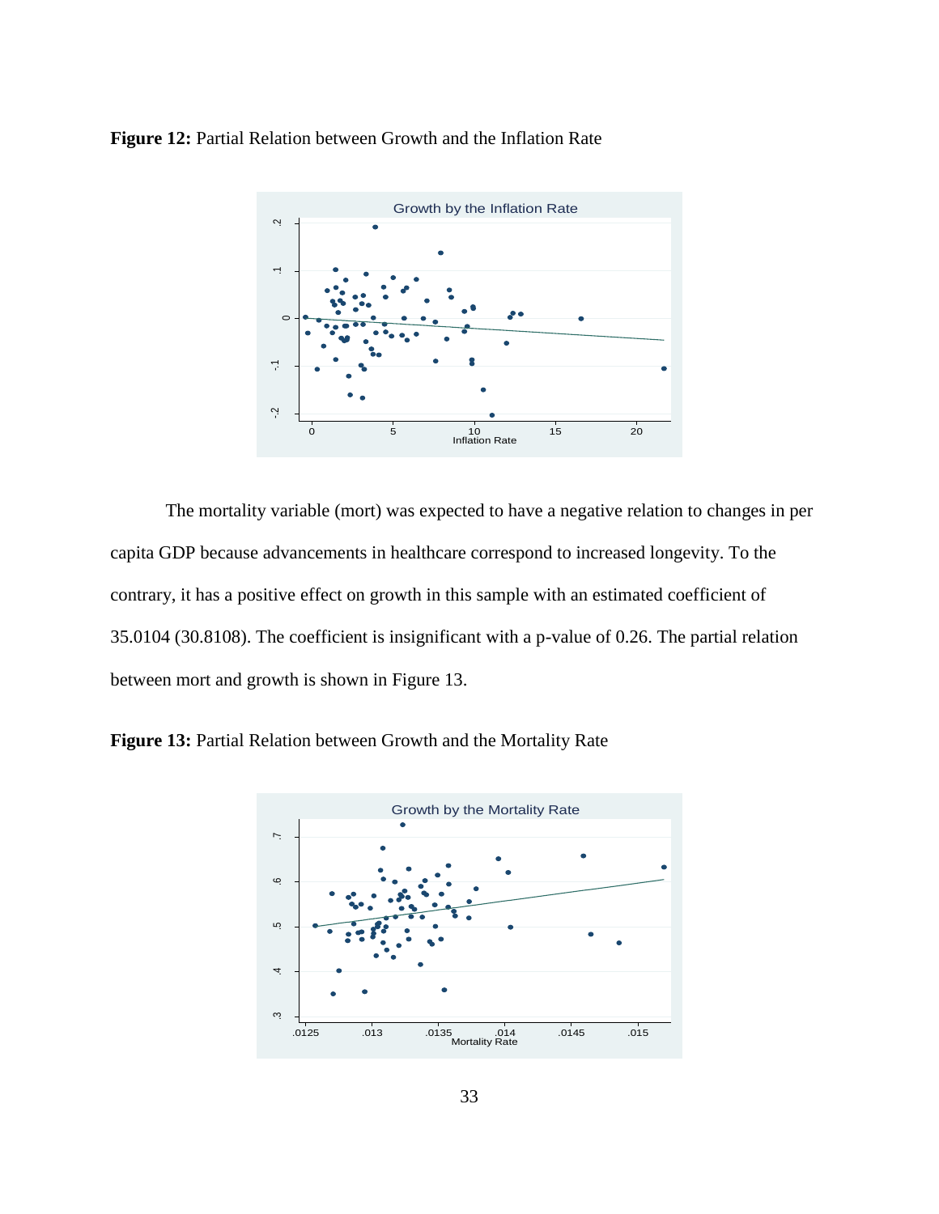**Figure 12:** Partial Relation between Growth and the Inflation Rate

The mortality variable (mort) was expected to have a negative relation to changes in per capita GDP because advancements in healthcare correspond to increased longevity. To the contrary, it has a positive effect on growth in this sample with an estimated coefficient of 35.0104 (30.8108). The coefficient is insignificant with a p-value of 0.26. The partial relation between mort and growth is shown in Figure 13.

**Figure 13:** Partial Relation between Growth and the Mortality Rate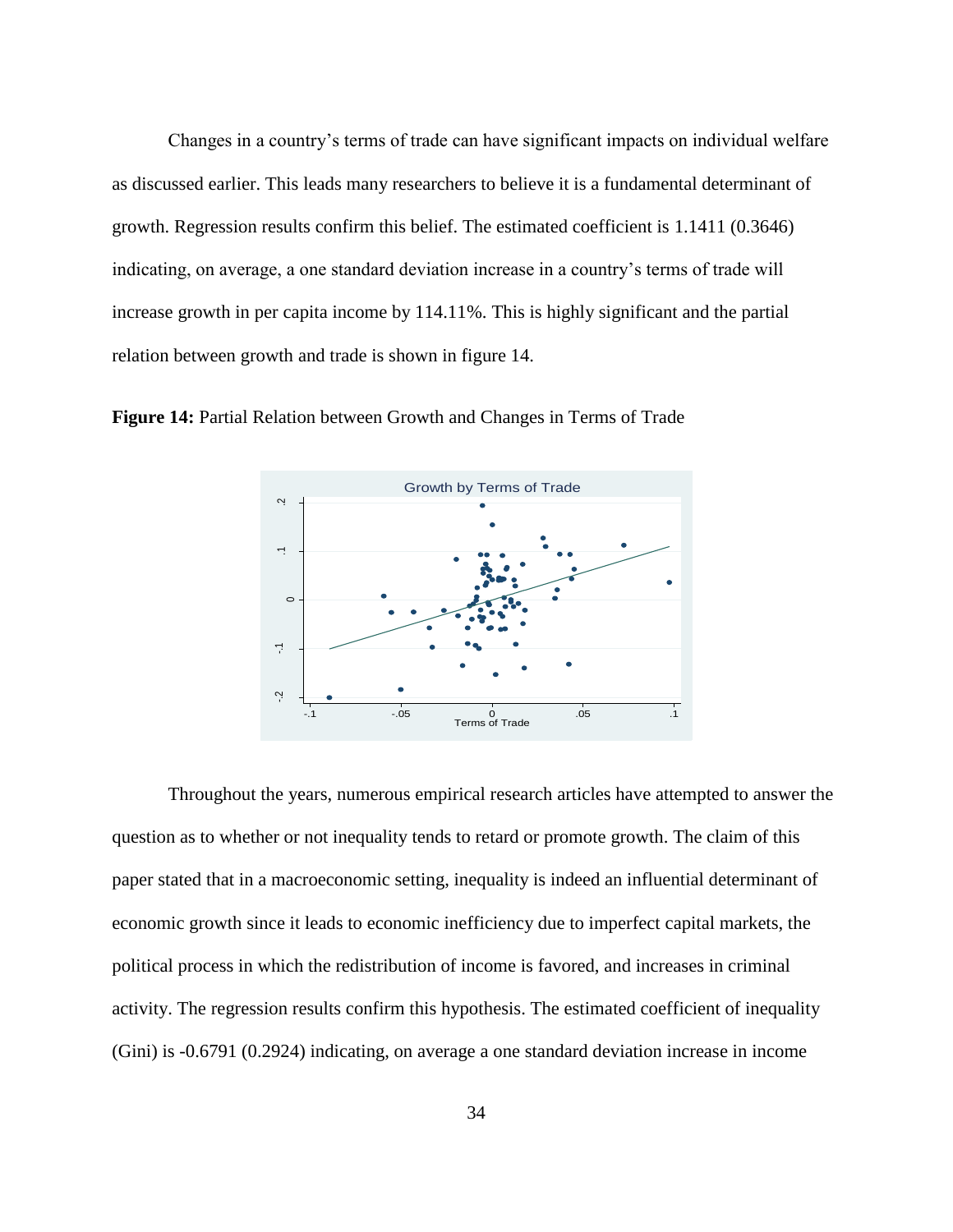Changes in a country's terms of trade can have significant impacts on individual welfare as discussed earlier. This leads many researchers to believe it is a fundamental determinant of growth. Regression results confirm this belief. The estimated coefficient is 1.1411 (0.3646) indicating, on average, a one standard deviation increase in a country's terms of trade will increase growth in per capita income by 114.11%. This is highly significant and the partial relation between growth and trade is shown in figure 14.

**Figure 14:** Partial Relation between Growth and Changes in Terms of Trade

Throughout the years, numerous empirical research articles have attempted to answer the question as to whether or not inequality tends to retard or promote growth. The claim of this paper stated that in a macroeconomic setting, inequality is indeed an influential determinant of economic growth since it leads to economic inefficiency due to imperfect capital markets, the political process in which the redistribution of income is favored, and increases in criminal activity. The regression results confirm this hypothesis. The estimated coefficient of inequality (Gini) is -0.6791 (0.2924) indicating, on average a one standard deviation increase in income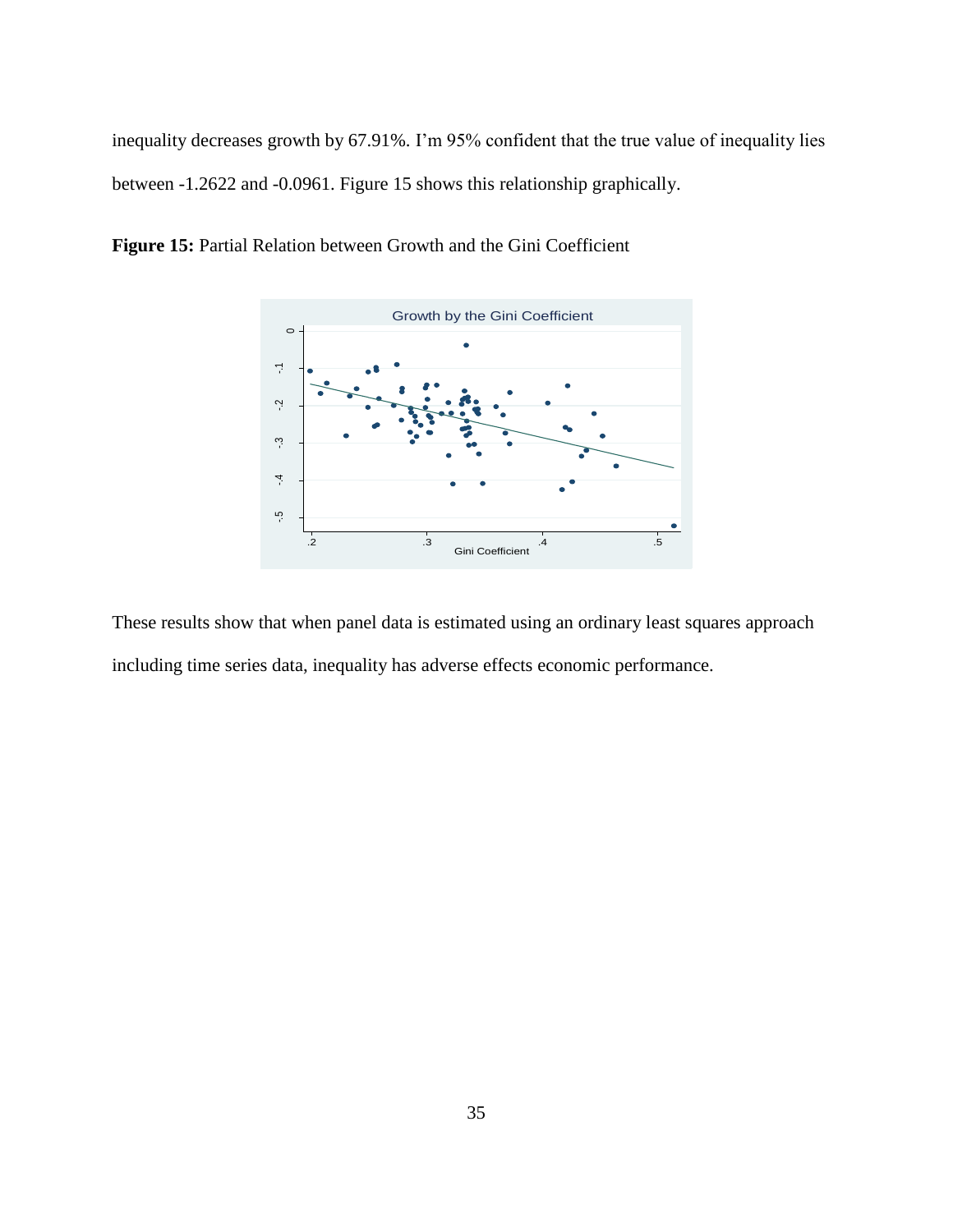inequality decreases growth by 67.91%. I'm 95% confident that the true value of inequality lies between -1.2622 and -0.0961. Figure 15 shows this relationship graphically.

**Figure 15:** Partial Relation between Growth and the Gini Coefficient

These results show that when panel data is estimated using an ordinary least squares approach including time series data, inequality has adverse effects economic performance.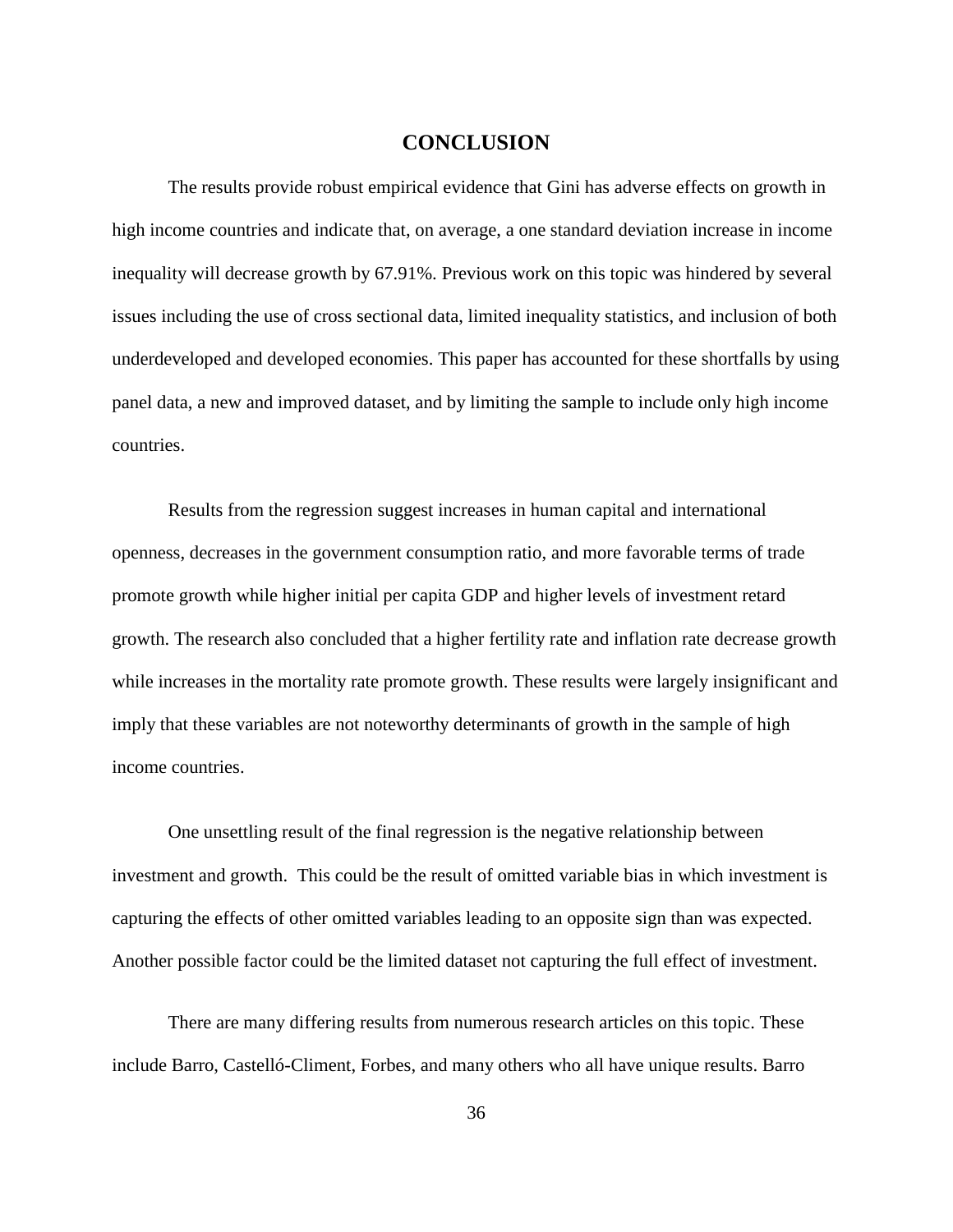# CONCLUSION

The results provide robust empirical evidence that Gini has adverse effects on growth in high income countries and indicate that, on average, a one standard deviation increase in income inequality will decrease growth by 67.91%. Previous work on this topic was hindered by several issues including the use of cross sectional data, limited inequality statistics, and inclusion of both underdeveloped and developed economies. This paper has accounted for these shortfalls by using panel data, a new and improved dataset, and by limiting the sample to include only high income countries.

Results from the regression suggest increases in human capital and international openness, decreases in the government consumption ratio, and more favorable terms of trade promote growth while higher initial per capita GDP and higher levels of investment retard growth. The research also concluded that a higher fertility rate and inflation rate decrease growth while increases in the mortality rate promote growth. These results were largely insignificant and imply that these variables are not noteworthy determinants of growth in the sample of high income countries.

One unsettling result of the final regression is the negative relationship between investment and growth. This could be the result of omitted variable bias in which investment is capturing the effects of other omitted variables leading to an opposite sign than was expected. Another possible factor could be the limited dataset not capturing the full effect of investment.

There are many differing results from numerous research articles on this topic. These include Barro, Castelló-Climent, Forbes, and many others who all have unique results. Barro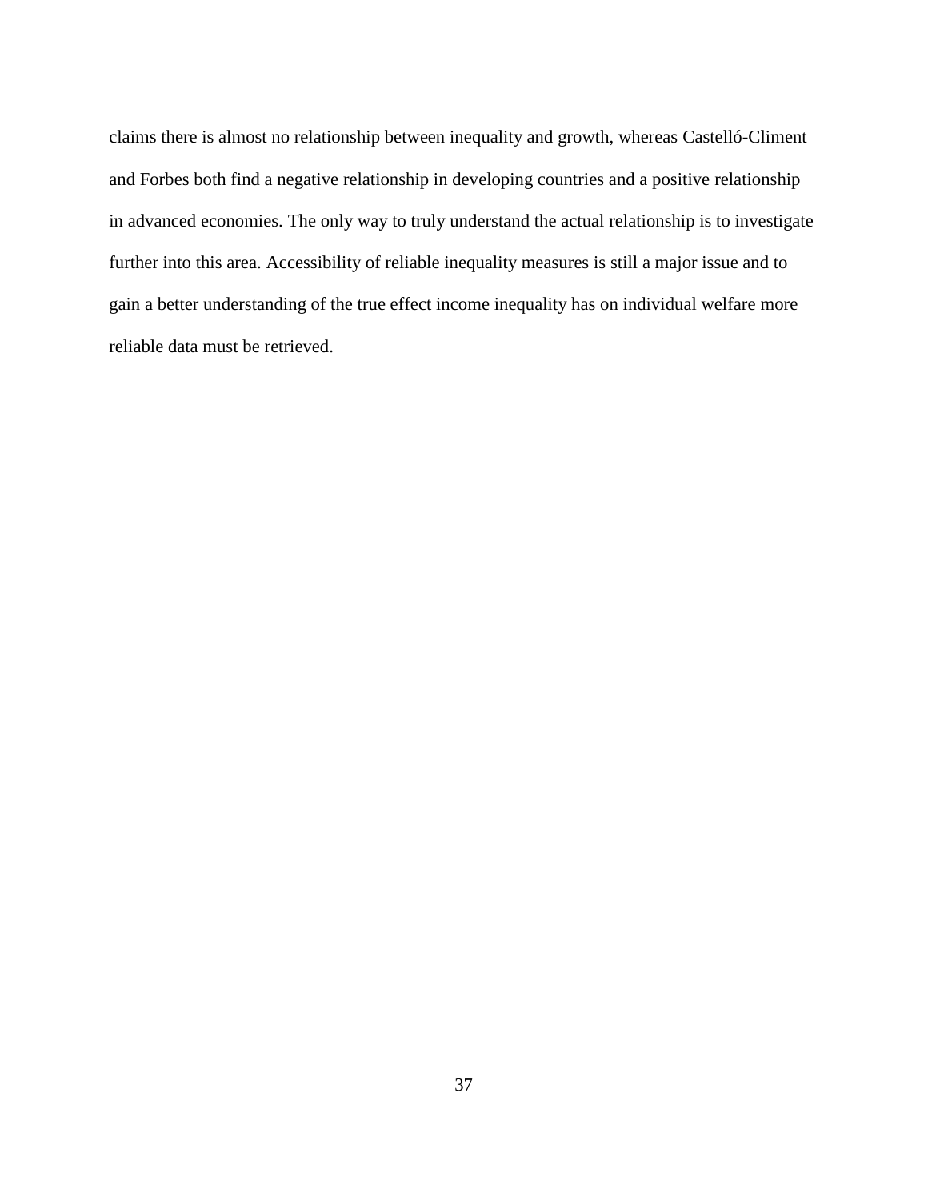claims there is almost no relationship between inequality and growth, whereas Castelló-Climent and Forbes both find a negative relationship in developing countries and a positive relationship in advanced economies. The only way to truly understand the actual relationship is to investigate further into this area. Accessibility of reliable inequality measures is still a major issue and to gain a better understanding of the true effect income inequality has on individual welfare more reliable data must be retrieved.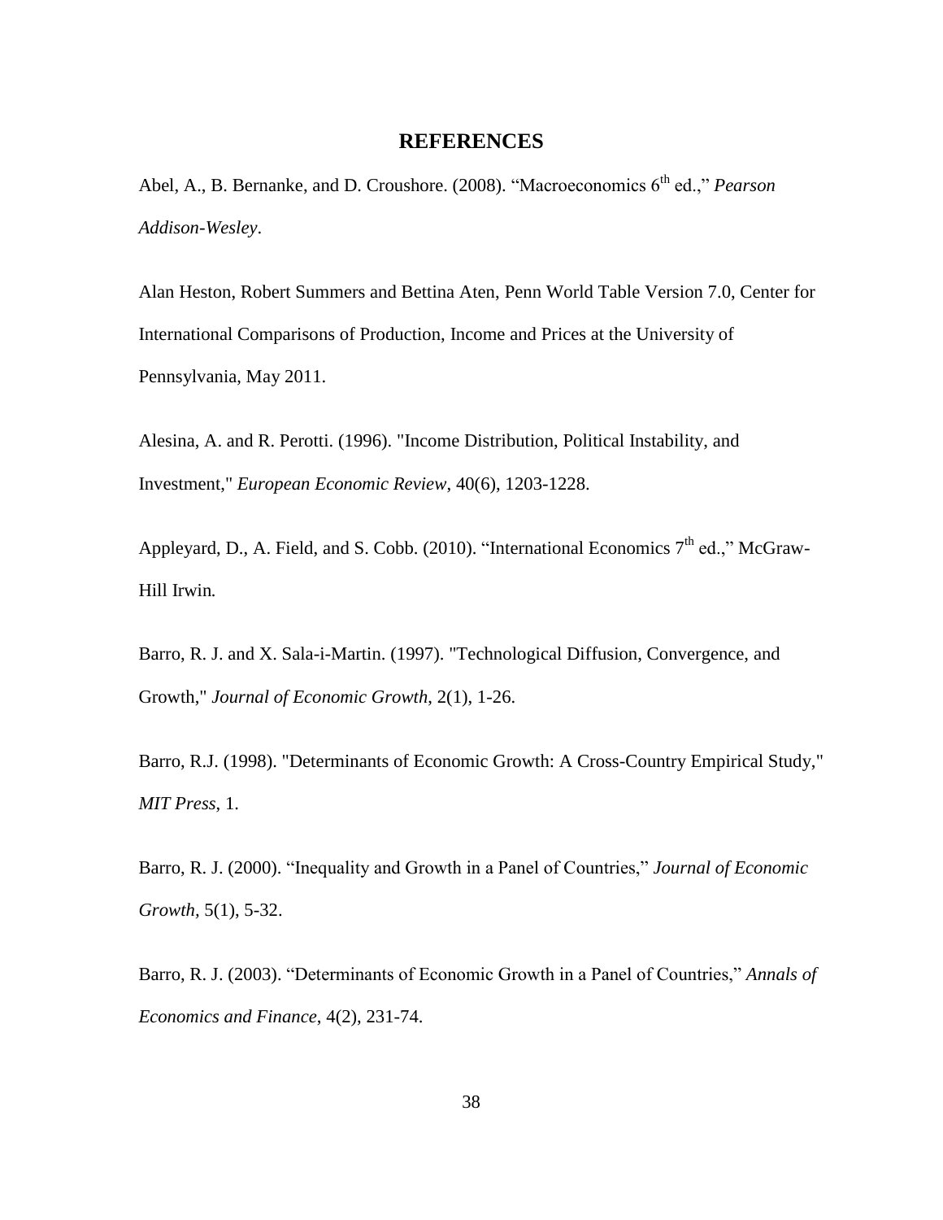# REFERENCES

Abel, A., B. Bernanke, and D. Croushore. (2008). "Macroeconomics 6th ed.," *Pearson Addison-Wesley*.

Alan Heston, Robert Summers and Bettina Aten, Penn World Table Version 7.0, Center for International Comparisons of Production, Income and Prices at the University of Pennsylvania, May 2011.

Alesina, A. and R. Perotti. (1996). "Income Distribution, Political Instability, and Investment," *European Economic Review*, 40(6), 1203-1228.

Appleyard, D., A. Field, and S. Cobb. (2010). "International Economics 7th ed.," McGraw-Hill Irwin.

Barro, R. J. and X. Sala-i-Martin. (1997). "Technological Diffusion, Convergence, and Growth," *Journal of Economic Growth*, 2(1), 1-26.

Barro, R.J. (1998). "Determinants of Economic Growth: A Cross-Country Empirical Study," *MIT Press*, 1.

Barro, R. J. (2000). "Inequality and Growth in a Panel of Countries," *Journal of Economic Growth*, 5(1), 5-32.

Barro, R. J. (2003). "Determinants of Economic Growth in a Panel of Countries," *Annals of Economics and Finance*, 4(2), 231-74.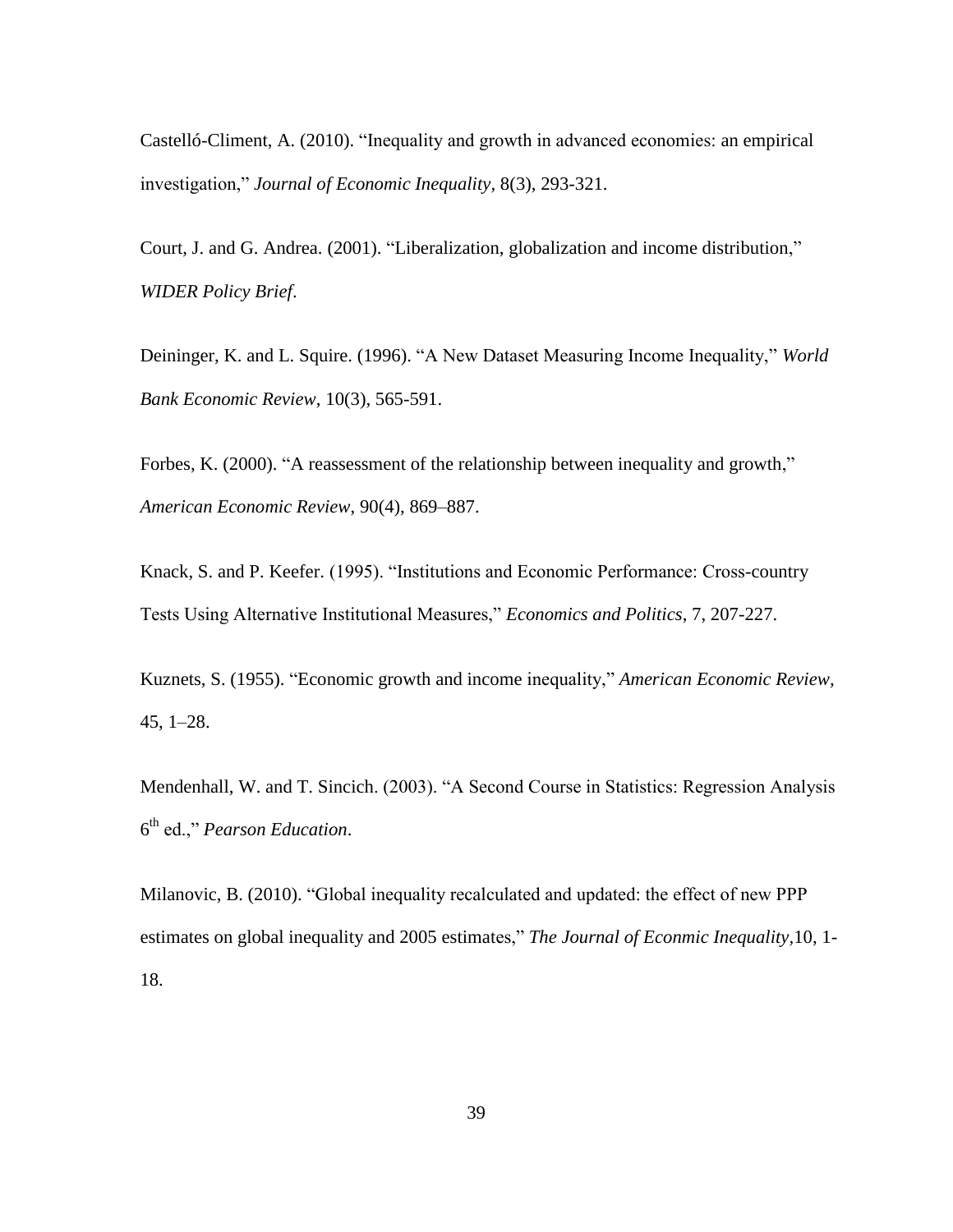Castelló-Climent, A. (2010). "Inequality and growth in advanced economies: an empirical investigation," *Journal of Economic Inequality*, 8(3), 293-321.

Court, J. and G. Andrea. (2001). "Liberalization, globalization and income distribution," *WIDER Policy Brief*.

Deininger, K. and L. Squire. (1996). "A New Dataset Measuring Income Inequality," *World Bank Economic Review*, 10(3), 565-591.

Forbes, K. (2000). "A reassessment of the relationship between inequality and growth," *American Economic Review*, 90(4), 869–887.

Knack, S. and P. Keefer. (1995). "Institutions and Economic Performance: Cross-country Tests Using Alternative Institutional Measures," *Economics and Politics*, 7, 207-227.

Kuznets, S. (1955). "Economic growth and income inequality," *American Economic Review*, 45, 1–28.

Mendenhall, W. and T. Sincich. (2003). "A Second Course in Statistics: Regression Analysis 6th ed.," *Pearson Education*.

Milanovic, B. (2010). "Global inequality recalculated and updated: the effect of new PPP estimates on global inequality and 2005 estimates," *The Journal of Econmic Inequality*,10, 1-18.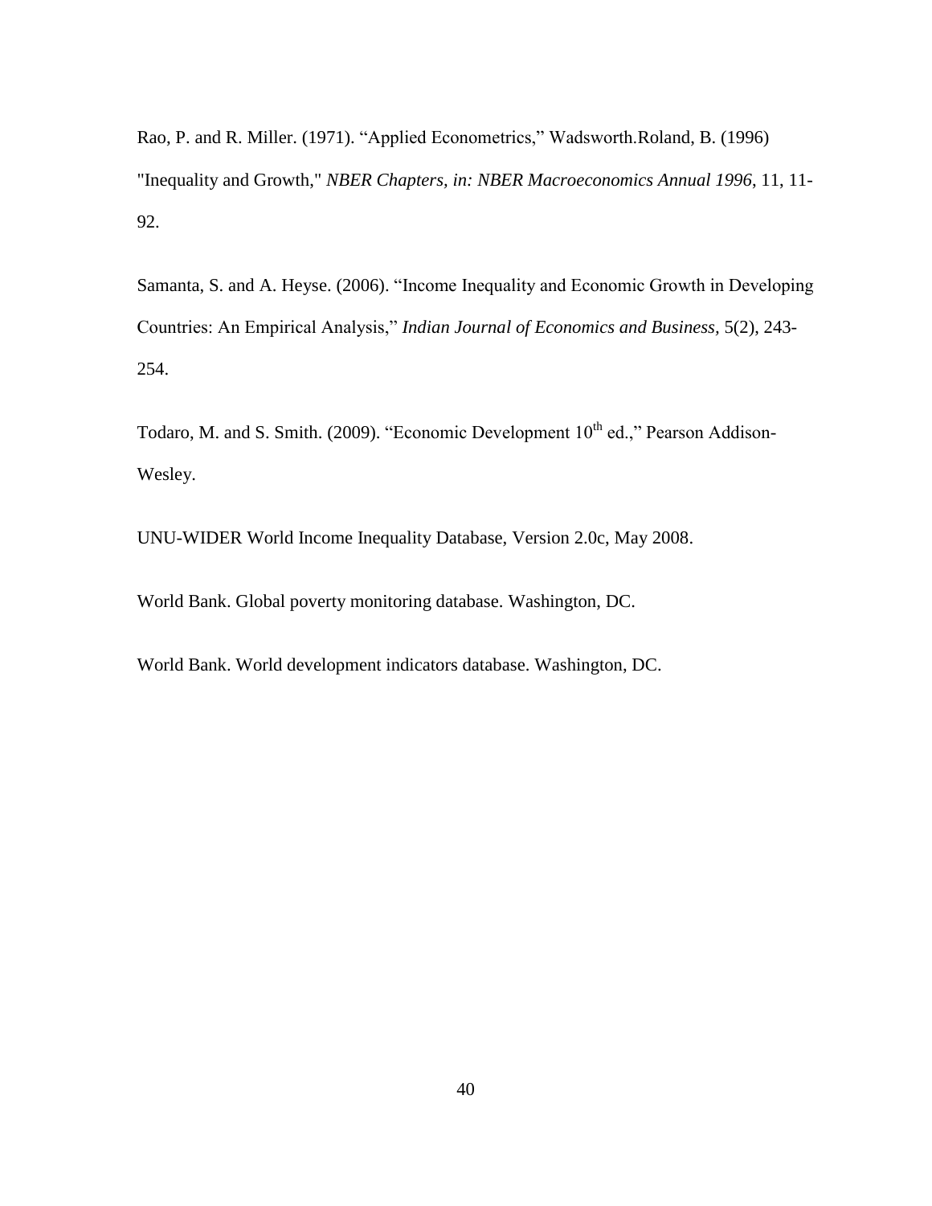Rao, P. and R. Miller. (1971). "Applied Econometrics," Wadsworth.Roland, B. (1996) "Inequality and Growth," *NBER Chapters, in: NBER Macroeconomics Annual 1996*, 11, 11-92.

Samanta, S. and A. Heyse. (2006). "Income Inequality and Economic Growth in Developing Countries: An Empirical Analysis," *Indian Journal of Economics and Business*, 5(2), 243-254.

Todaro, M. and S. Smith. (2009). "Economic Development 10th ed.," Pearson Addison-Wesley.

UNU-WIDER World Income Inequality Database, Version 2.0c, May 2008.

World Bank. Global poverty monitoring database. Washington, DC.

World Bank. World development indicators database. Washington, DC.